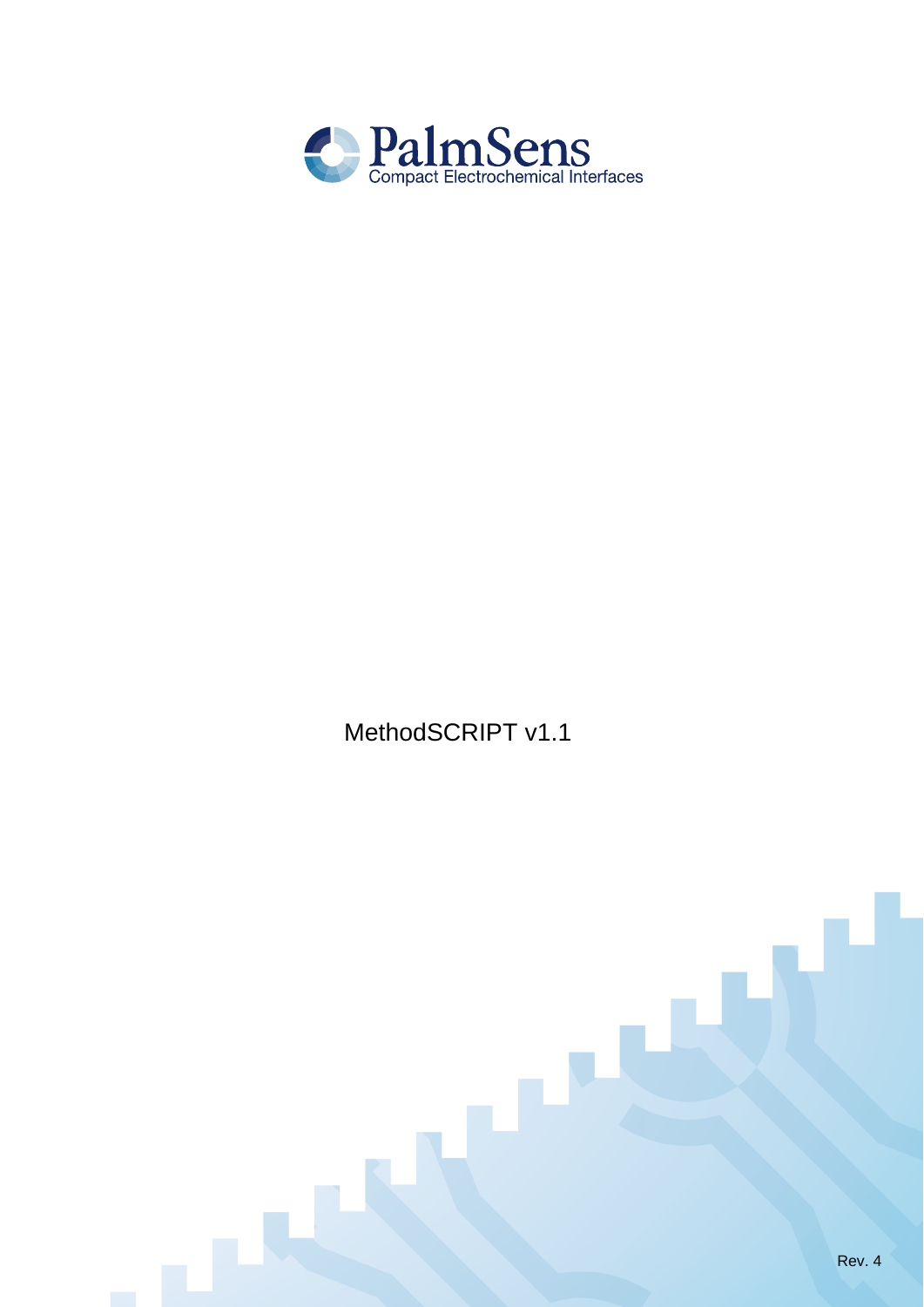PalmSens

Compact Electrochemical Interfaces

# MethodSCRIPT v1.1

Rev. 4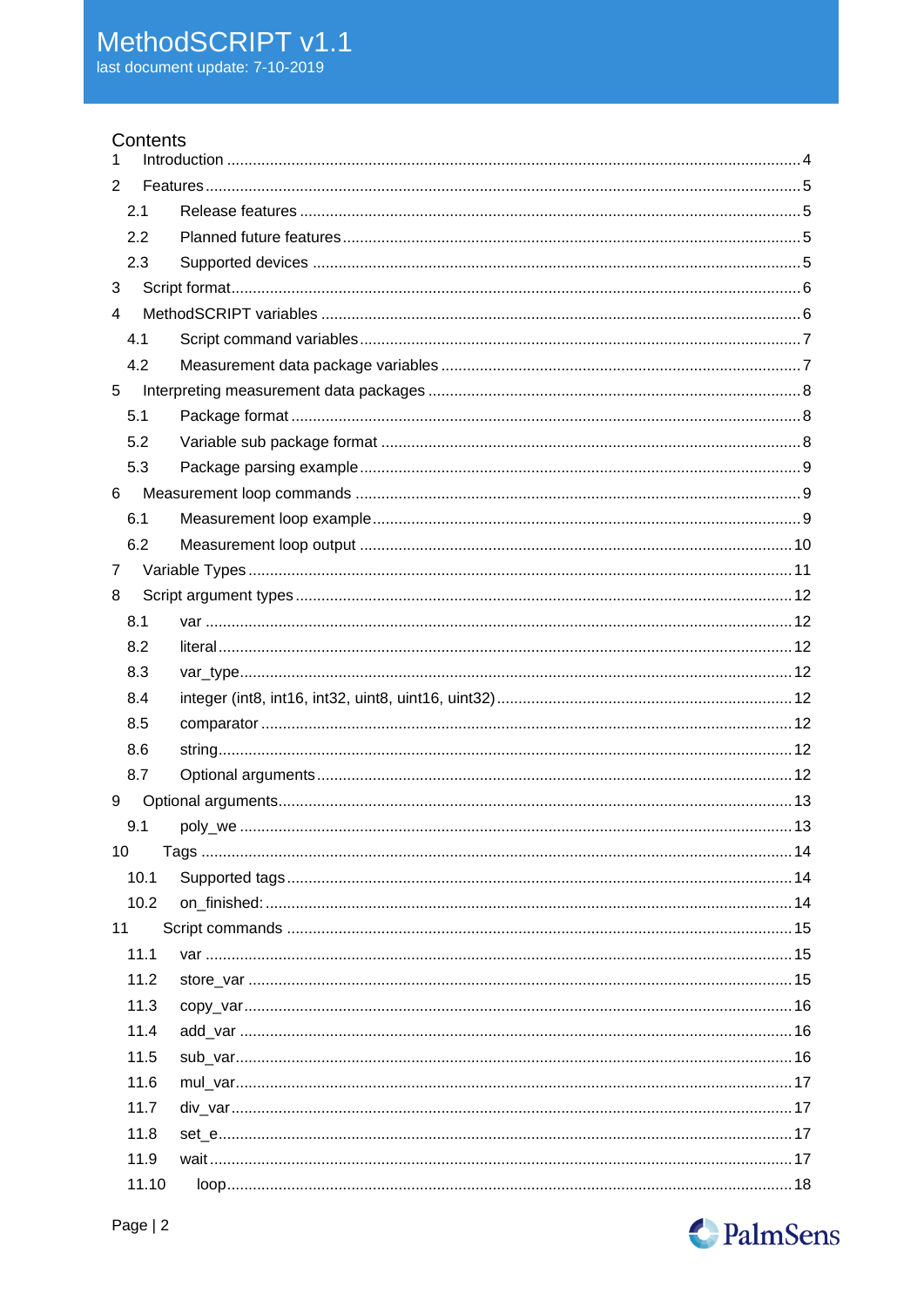# MethodSCRIPT v1.1

last document update: 7-10-2019

## Contents

1 Introduction .... 4

2 Features .... 5

2.1 Release features .... 5

2.2 Planned future features .... 5

2.3 Supported devices .... 5

3 Script format .... 6

4 MethodSCRIPT variables .... 6

4.1 Script command variables .... 7

4.2 Measurement data package variables .... 7

5 Interpreting measurement data packages .... 8

5.1 Package format .... 8

5.2 Variable sub package format .... 8

5.3 Package parsing example .... 9

6 Measurement loop commands .... 9

6.1 Measurement loop example .... 9

6.2 Measurement loop output .... 10

7 Variable Types .... 11

8 Script argument types .... 12

8.1 var .... 12

8.2 literal .... 12

8.3 var_type .... 12

8.4 integer (int8, int16, int32, uint8, uint16, uint32) .... 12

8.5 comparator .... 12

8.6 string .... 12

8.7 Optional arguments .... 12

9 Optional arguments .... 13

9.1 poly_we .... 13

10 Tags .... 14

10.1 Supported tags .... 14

10.2 on_finished: .... 14

11 Script commands .... 15

11.1 var .... 15

11.2 store_var .... 15

11.3 copy_var .... 16

11.4 add_var .... 16

11.5 sub_var .... 16

11.6 mul_var .... 17

11.7 div_var .... 17

11.8 set_e .... 17

11.9 wait .... 17

11.10 loop .... 18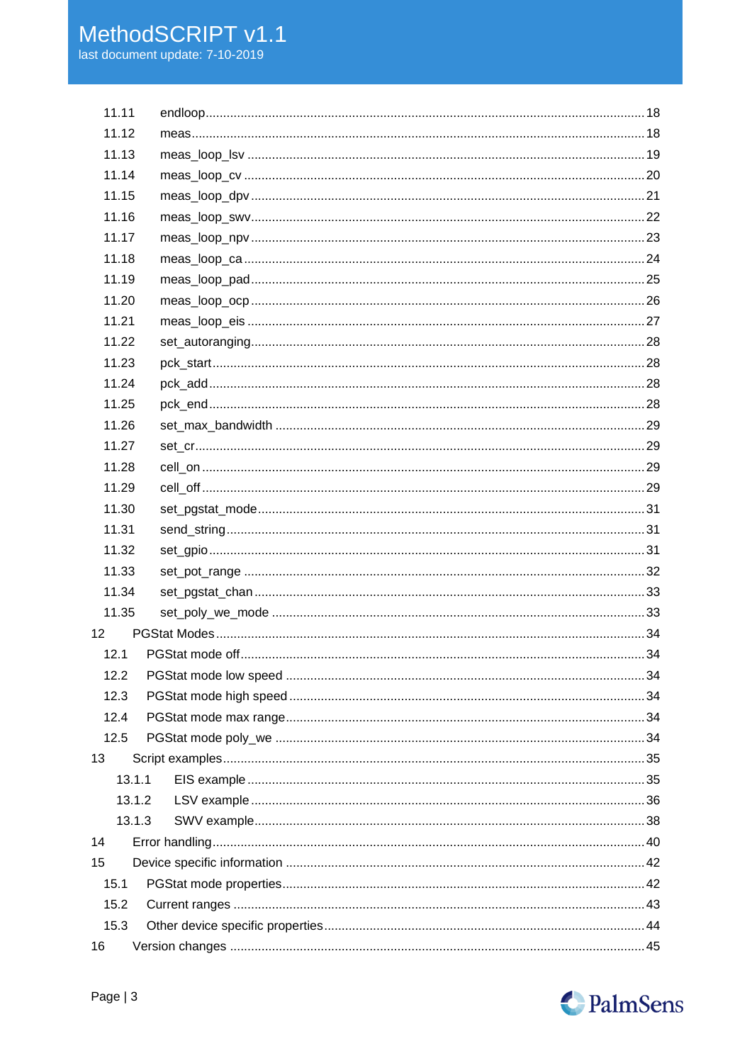11.11 endloop ..... 18
11.12 meas ..... 18
11.13 meas_loop_lsv ..... 19
11.14 meas_loop_cv ..... 20
11.15 meas_loop_dpv ..... 21
11.16 meas_loop_swv ..... 22
11.17 meas_loop_npv ..... 23
11.18 meas_loop_ca ..... 24
11.19 meas_loop_pad ..... 25
11.20 meas_loop_ocp ..... 26
11.21 meas_loop_eis ..... 27
11.22 set_autoranging ..... 28
11.23 pck_start ..... 28
11.24 pck_add ..... 28
11.25 pck_end ..... 28
11.26 set_max_bandwidth ..... 29
11.27 set_cr ..... 29
11.28 cell_on ..... 29
11.29 cell_off ..... 29
11.30 set_pgstat_mode ..... 31
11.31 send_string ..... 31
11.32 set_gpio ..... 31
11.33 set_pot_range ..... 32
11.34 set_pgstat_chan ..... 33
11.35 set_poly_we_mode ..... 33

12 PGStat Modes ..... 34
12.1 PGStat mode off ..... 34
12.2 PGStat mode low speed ..... 34
12.3 PGStat mode high speed ..... 34
12.4 PGStat mode max range ..... 34
12.5 PGStat mode poly_we ..... 34

13 Script examples ..... 35
13.1.1 EIS example ..... 35
13.1.2 LSV example ..... 36
13.1.3 SWV example ..... 38

14 Error handling ..... 40

15 Device specific information ..... 42
15.1 PGStat mode properties ..... 42
15.2 Current ranges ..... 43
15.3 Other device specific properties ..... 44

16 Version changes ..... 45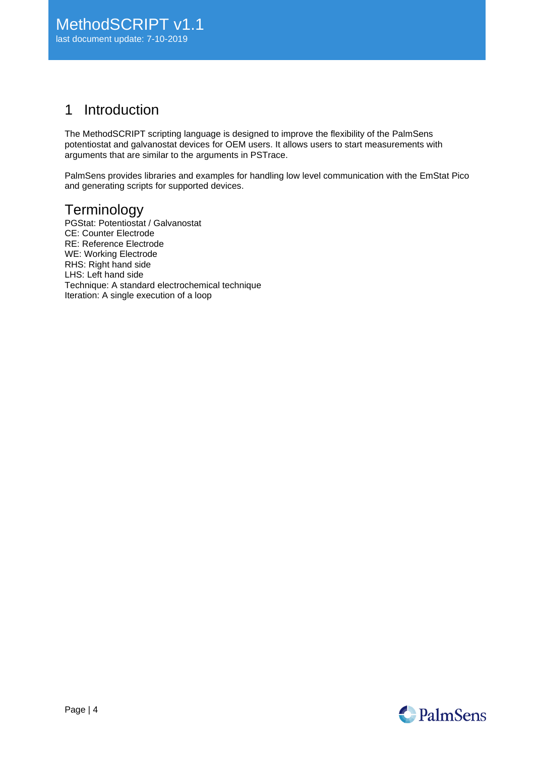# 1 Introduction

The MethodSCRIPT scripting language is designed to improve the flexibility of the PalmSens potentiostat and galvanostat devices for OEM users. It allows users to start measurements with arguments that are similar to the arguments in PSTrace.

PalmSens provides libraries and examples for handling low level communication with the EmStat Pico and generating scripts for supported devices.

## Terminology

PGStat: Potentiostat / Galvanostat
CE: Counter Electrode
RE: Reference Electrode
WE: Working Electrode
RHS: Right hand side
LHS: Left hand side
Technique: A standard electrochemical technique
Iteration: A single execution of a loop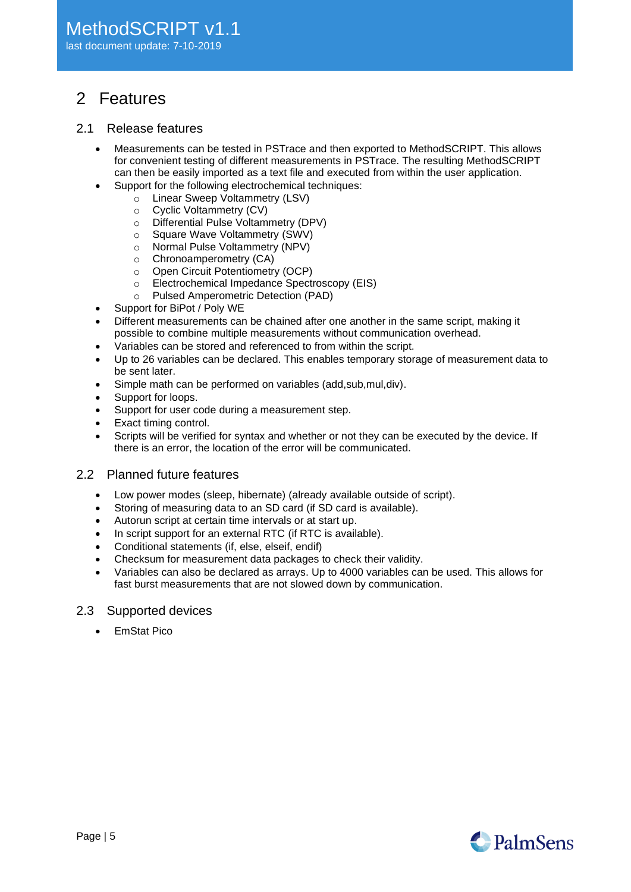# 2 Features

## 2.1 Release features

- Measurements can be tested in PSTrace and then exported to MethodSCRIPT. This allows for convenient testing of different measurements in PSTrace. The resulting MethodSCRIPT can then be easily imported as a text file and executed from within the user application.
- Support for the following electrochemical techniques:
    - Linear Sweep Voltammetry (LSV)
    - Cyclic Voltammetry (CV)
    - Differential Pulse Voltammetry (DPV)
    - Square Wave Voltammetry (SWV)
    - Normal Pulse Voltammetry (NPV)
    - Chronoamperometry (CA)
    - Open Circuit Potentiometry (OCP)
    - Electrochemical Impedance Spectroscopy (EIS)
    - Pulsed Amperometric Detection (PAD)
- Support for BiPot / Poly WE
- Different measurements can be chained after one another in the same script, making it possible to combine multiple measurements without communication overhead.
- Variables can be stored and referenced to from within the script.
- Up to 26 variables can be declared. This enables temporary storage of measurement data to be sent later.
- Simple math can be performed on variables (add,sub,mul,div).
- Support for loops.
- Support for user code during a measurement step.
- Exact timing control.
- Scripts will be verified for syntax and whether or not they can be executed by the device. If there is an error, the location of the error will be communicated.

## 2.2 Planned future features

- Low power modes (sleep, hibernate) (already available outside of script).
- Storing of measuring data to an SD card (if SD card is available).
- Autorun script at certain time intervals or at start up.
- In script support for an external RTC (if RTC is available).
- Conditional statements (if, else, elseif, endif)
- Checksum for measurement data packages to check their validity.
- Variables can also be declared as arrays. Up to 4000 variables can be used. This allows for fast burst measurements that are not slowed down by communication.

## 2.3 Supported devices

- EmStat Pico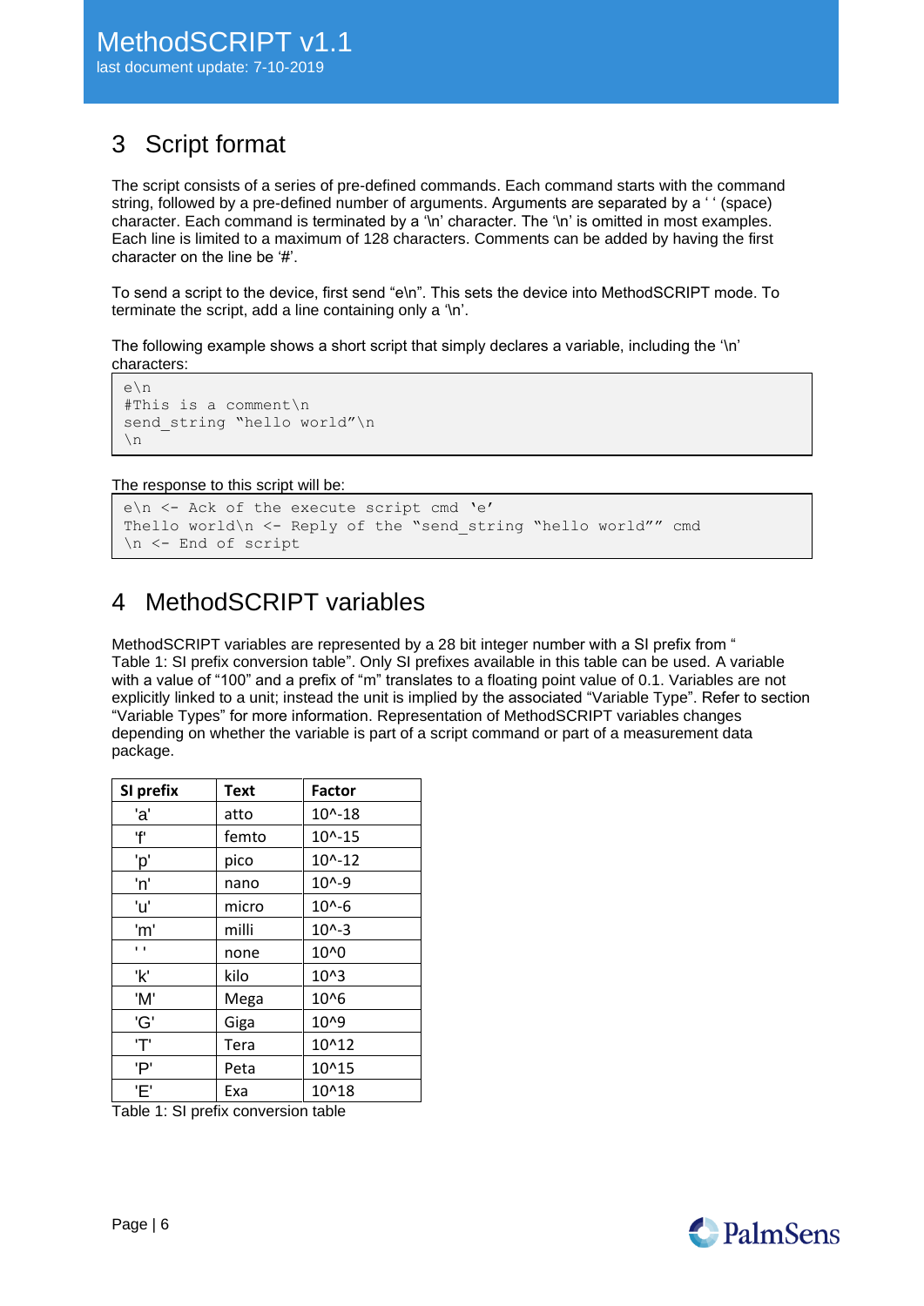#  3 Script format

The script consists of a series of pre-defined commands. Each command starts with the command string, followed by a pre-defined number of arguments. Arguments are separated by a ‘ ‘ (space) character. Each command is terminated by a ‘\n’ character. The ‘\n’ is omitted in most examples. Each line is limited to a maximum of 128 characters. Comments can be added by having the first character on the line be ‘#’.

To send a script to the device, first send “e\n”. This sets the device into MethodSCRIPT mode. To terminate the script, add a line containing only a ‘\n’.

The following example shows a short script that simply declares a variable, including the ‘\n’ characters:

```
e\n
#This is a comment\n
send_string "hello world"\n
\n
```

The response to this script will be:

```
e\n <- Ack of the execute script cmd 'e'
Thello world\n <- Reply of the "send_string "hello world"" cmd
\n <- End of script
```

# 4 MethodSCRIPT variables

MethodSCRIPT variables are represented by a 28 bit integer number with a SI prefix from “ Table 1: SI prefix conversion table”. Only SI prefixes available in this table can be used. A variable with a value of “100” and a prefix of “m” translates to a floating point value of 0.1. Variables are not explicitly linked to a unit; instead the unit is implied by the associated “Variable Type”. Refer to section “Variable Types” for more information. Representation of MethodSCRIPT variables changes depending on whether the variable is part of a script command or part of a measurement data package.

| SI prefix | Text | Factor |
|---|---|---|
| 'a' | atto | 10^-18 |
| 'f' | femto | 10^-15 |
| 'p' | pico | 10^-12 |
| 'n' | nano | 10^-9 |
| 'u' | micro | 10^-6 |
| 'm' | milli | 10^-3 |
| ' ' | none | 10^0 |
| 'k' | kilo | 10^3 |
| 'M' | Mega | 10^6 |
| 'G' | Giga | 10^9 |
| 'T' | Tera | 10^12 |
| 'P' | Peta | 10^15 |
| 'E' | Exa | 10^18 |

Table 1: SI prefix conversion table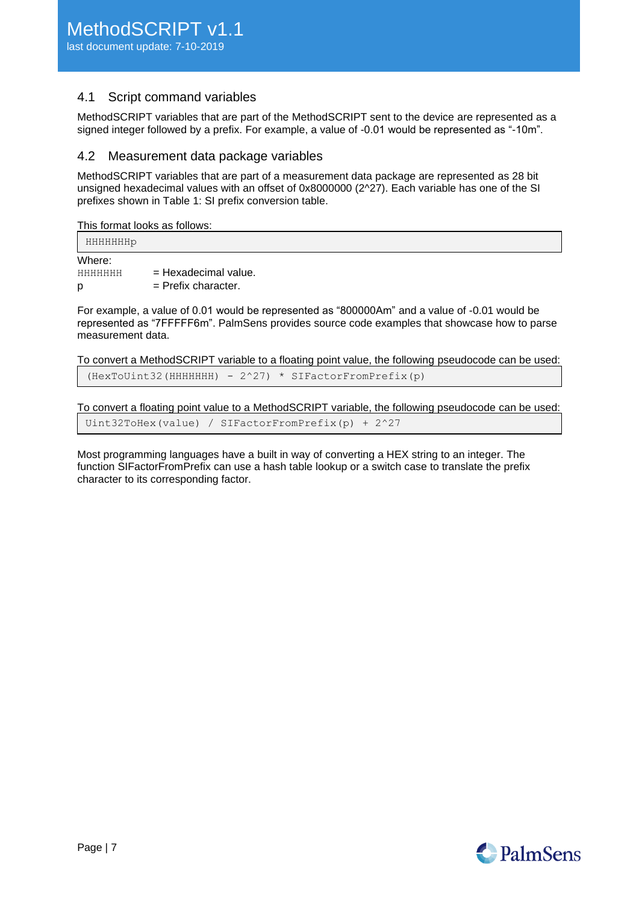## 4.1 Script command variables

MethodSCRIPT variables that are part of the MethodSCRIPT sent to the device are represented as a signed integer followed by a prefix. For example, a value of -0.01 would be represented as "-10m".

## 4.2 Measurement data package variables

MethodSCRIPT variables that are part of a measurement data package are represented as 28 bit unsigned hexadecimal values with an offset of 0x8000000 (2^27). Each variable has one of the SI prefixes shown in Table 1: SI prefix conversion table.

This format looks as follows:

```
HHHHHHHp
```

Where:

`HHHHHHH` = Hexadecimal value.
p = Prefix character.

For example, a value of 0.01 would be represented as "800000Am" and a value of -0.01 would be represented as "7FFFFF6m". PalmSens provides source code examples that showcase how to parse measurement data.

To convert a MethodSCRIPT variable to a floating point value, the following pseudocode can be used:

```
(HexToUint32(HHHHHHH) - 2^27) * SIFactorFromPrefix(p)
```

To convert a floating point value to a MethodSCRIPT variable, the following pseudocode can be used:

```
Uint32ToHex(value) / SIFactorFromPrefix(p) + 2^27
```

Most programming languages have a built in way of converting a HEX string to an integer. The function SIFactorFromPrefix can use a hash table lookup or a switch case to translate the prefix character to its corresponding factor.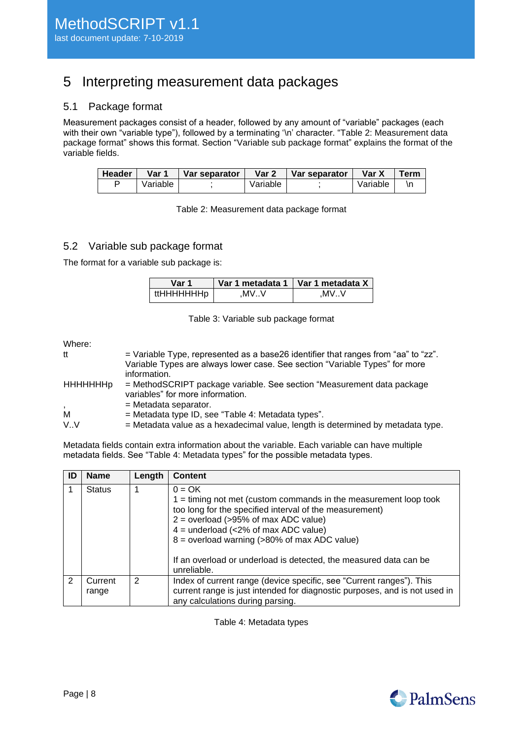# 5 Interpreting measurement data packages

## 5.1 Package format

Measurement packages consist of a header, followed by any amount of “variable” packages (each with their own “variable type”), followed by a terminating ‘\n’ character. “Table 2: Measurement data package format” shows this format. Section “Variable sub package format” explains the format of the variable fields.

| Header | Var 1 | Var separator | Var 2 | Var separator | Var X | Term |
|---|---|---|---|---|---|---|
| P | Variable | ; | Variable | ; | Variable | \n |

Table 2: Measurement data package format

## 5.2 Variable sub package format

The format for a variable sub package is:

| Var 1 | Var 1 metadata 1 | Var 1 metadata X |
|---|---|---|
| ttHHHHHHHp | ,MV..V | ,MV..V |

Table 3: Variable sub package format

Where:

| | |
|---|---|
| tt | = Variable Type, represented as a base26 identifier that ranges from “aa” to “zz”. Variable Types are always lower case. See section “Variable Types” for more information. |
| HHHHHHHp | = MethodSCRIPT package variable. See section “Measurement data package variables” for more information. |
| , | = Metadata separator. |
| M | = Metadata type ID, see “Table 4: Metadata types”. |
| V..V | = Metadata value as a hexadecimal value, length is determined by metadata type. |

Metadata fields contain extra information about the variable. Each variable can have multiple metadata fields. See “Table 4: Metadata types” for the possible metadata types.

| ID | Name | Length | Content |
|---|---|---|---|
| 1 | Status | 1 | 0 = OK<br>1 = timing not met (custom commands in the measurement loop took too long for the specified interval of the measurement)<br>2 = overload (>95% of max ADC value)<br>4 = underload (<2% of max ADC value)<br>8 = overload warning (>80% of max ADC value)<br><br>If an overload or underload is detected, the measured data can be unreliable. |
| 2 | Current range | 2 | Index of current range (device specific, see “Current ranges”). This current range is just intended for diagnostic purposes, and is not used in any calculations during parsing. |

Table 4: Metadata types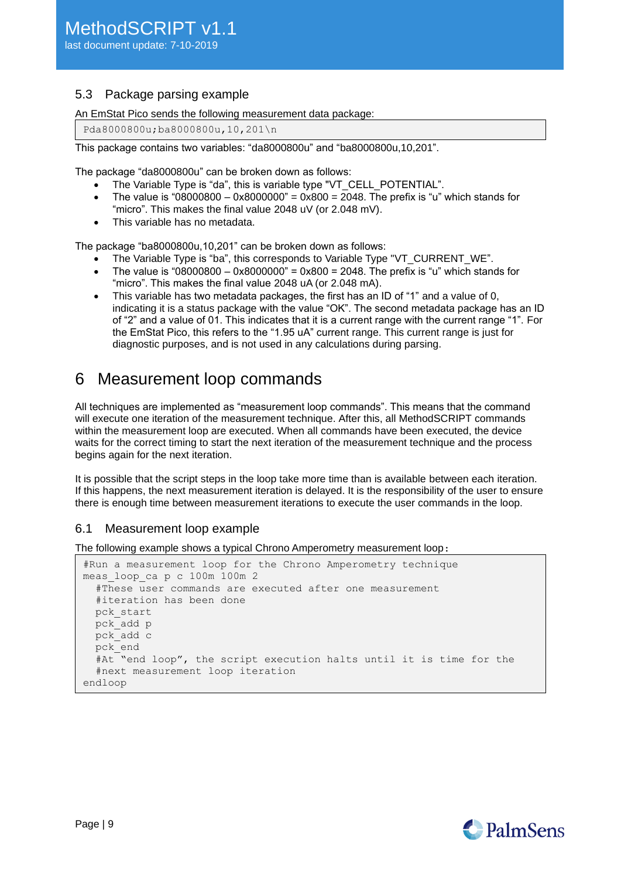## 5.3 Package parsing example

An EmStat Pico sends the following measurement data package:

```
Pda8000800u;ba8000800u,10,201\n
```

This package contains two variables: “da8000800u” and “ba8000800u,10,201”.

The package “da8000800u” can be broken down as follows:

- The Variable Type is “da”, this is variable type "VT_CELL_POTENTIAL".
- The value is “08000800 – 0x8000000” = 0x800 = 2048. The prefix is “u” which stands for “micro”. This makes the final value 2048 uV (or 2.048 mV).
- This variable has no metadata.

The package “ba8000800u,10,201” can be broken down as follows:

- The Variable Type is “ba”, this corresponds to Variable Type "VT_CURRENT_WE".
- The value is “08000800 – 0x8000000” = 0x800 = 2048. The prefix is “u” which stands for “micro”. This makes the final value 2048 uA (or 2.048 mA).
- This variable has two metadata packages, the first has an ID of “1” and a value of 0, indicating it is a status package with the value “OK”. The second metadata package has an ID of “2” and a value of 01. This indicates that it is a current range with the current range “1”. For the EmStat Pico, this refers to the “1.95 uA” current range. This current range is just for diagnostic purposes, and is not used in any calculations during parsing.

# 6 Measurement loop commands

All techniques are implemented as “measurement loop commands”. This means that the command will execute one iteration of the measurement technique. After this, all MethodSCRIPT commands within the measurement loop are executed. When all commands have been executed, the device waits for the correct timing to start the next iteration of the measurement technique and the process begins again for the next iteration.

It is possible that the script steps in the loop take more time than is available between each iteration. If this happens, the next measurement iteration is delayed. It is the responsibility of the user to ensure there is enough time between measurement iterations to execute the user commands in the loop.

## 6.1 Measurement loop example

The following example shows a typical Chrono Amperometry measurement loop:

```
#Run a measurement loop for the Chrono Amperometry technique
meas_loop_ca p c 100m 100m 2
  #These user commands are executed after one measurement
  #iteration has been done
  pck_start
  pck_add p
  pck_add c
  pck_end
  #At “end loop”, the script execution halts until it is time for the
  #next measurement loop iteration
endloop
```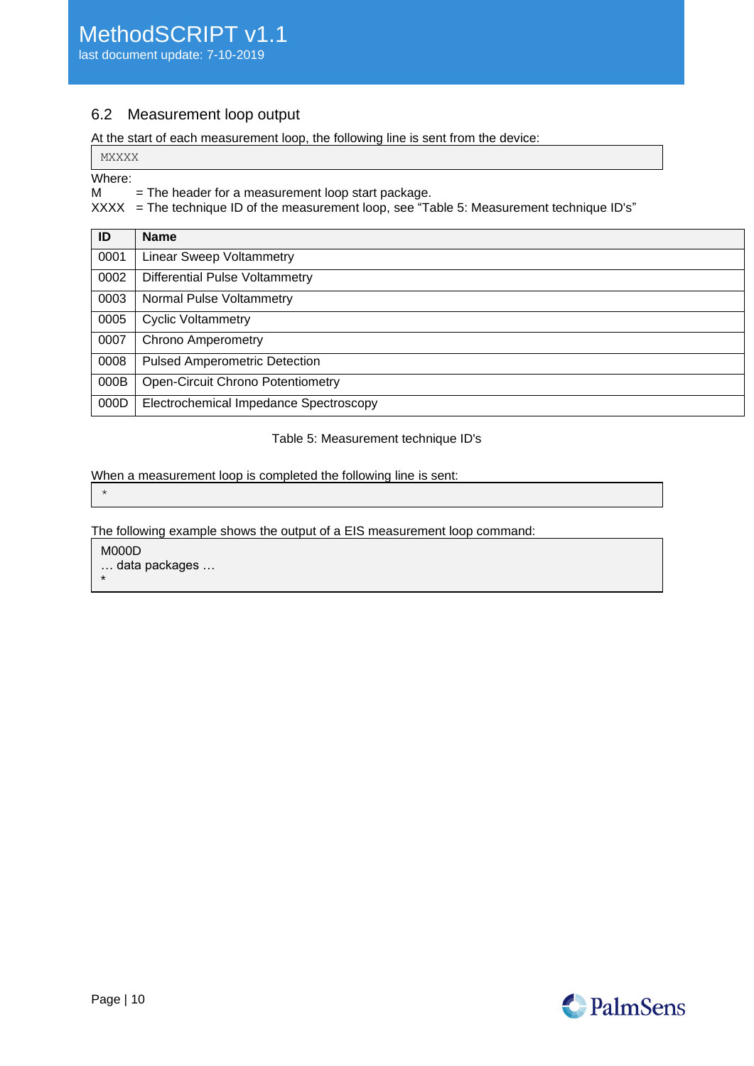## 6.2 Measurement loop output

At the start of each measurement loop, the following line is sent from the device:

```
MXXXX
```

Where:
M = The header for a measurement loop start package.
XXXX = The technique ID of the measurement loop, see "Table 5: Measurement technique ID's"

| ID | Name |
|---|---|
| 0001 | Linear Sweep Voltammetry |
| 0002 | Differential Pulse Voltammetry |
| 0003 | Normal Pulse Voltammetry |
| 0005 | Cyclic Voltammetry |
| 0007 | Chrono Amperometry |
| 0008 | Pulsed Amperometric Detection |
| 000B | Open-Circuit Chrono Potentiometry |
| 000D | Electrochemical Impedance Spectroscopy |

Table 5: Measurement technique ID's

When a measurement loop is completed the following line is sent:

```
*
```

The following example shows the output of a EIS measurement loop command:

```
M000D
… data packages …
*
```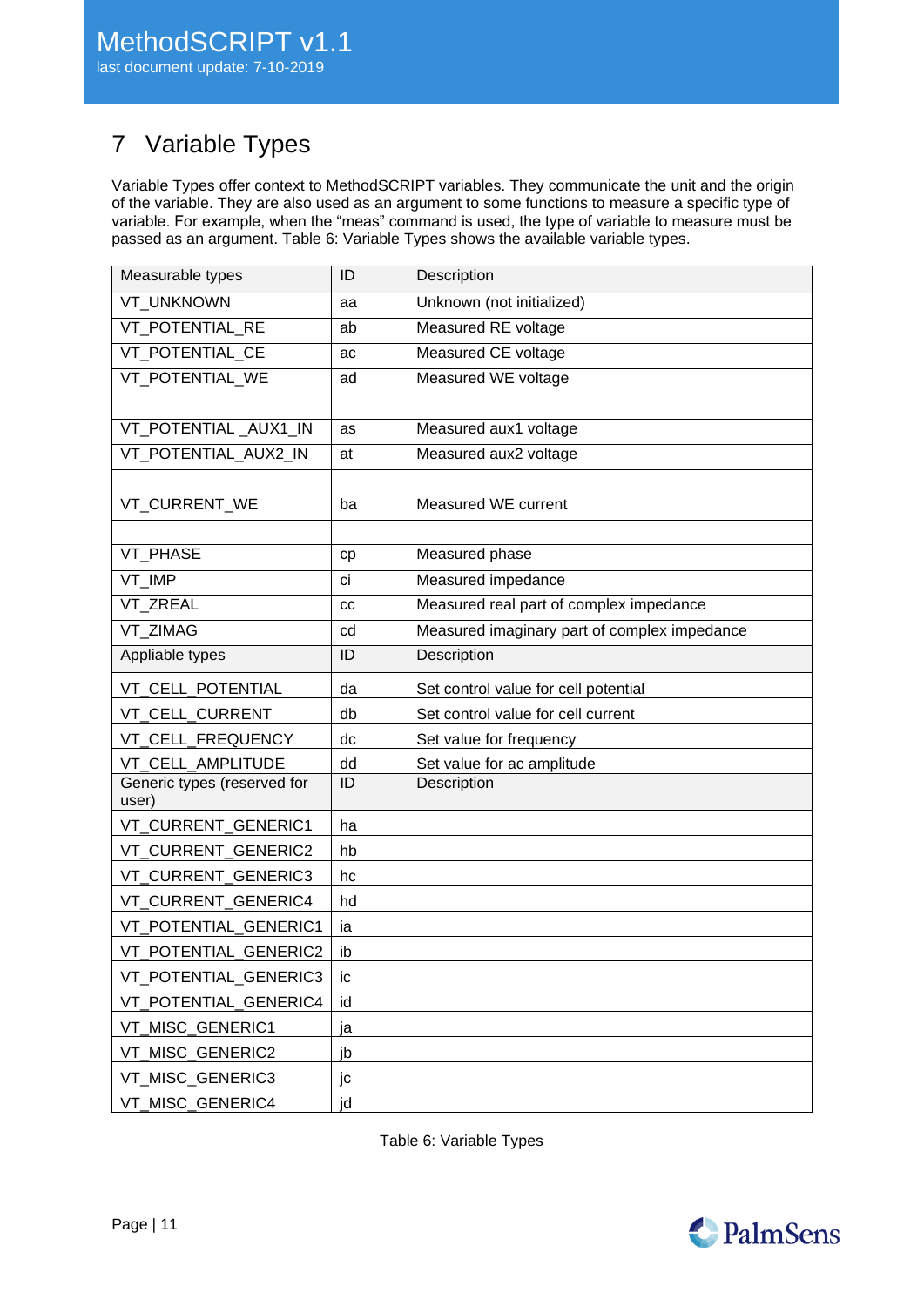# 7 Variable Types

Variable Types offer context to MethodSCRIPT variables. They communicate the unit and the origin of the variable. They are also used as an argument to some functions to measure a specific type of variable. For example, when the “meas” command is used, the type of variable to measure must be passed as an argument. Table 6: Variable Types shows the available variable types.

| Measurable types | ID | Description |
|---|---|---|
| VT_UNKNOWN | aa | Unknown (not initialized) |
| VT_POTENTIAL_RE | ab | Measured RE voltage |
| VT_POTENTIAL_CE | ac | Measured CE voltage |
| VT_POTENTIAL_WE | ad | Measured WE voltage |
| | | |
| VT_POTENTIAL _AUX1_IN | as | Measured aux1 voltage |
| VT_POTENTIAL_AUX2_IN | at | Measured aux2 voltage |
| | | |
| VT_CURRENT_WE | ba | Measured WE current |
| | | |
| VT_PHASE | cp | Measured phase |
| VT_IMP | ci | Measured impedance |
| VT_ZREAL | cc | Measured real part of complex impedance |
| VT_ZIMAG | cd | Measured imaginary part of complex impedance |
| **Appliable types** | **ID** | **Description** |
| VT_CELL_POTENTIAL | da | Set control value for cell potential |
| VT_CELL_CURRENT | db | Set control value for cell current |
| VT_CELL_FREQUENCY | dc | Set value for frequency |
| VT_CELL_AMPLITUDE | dd | Set value for ac amplitude |
| **Generic types (reserved for user)** | **ID** | **Description** |
| VT_CURRENT_GENERIC1 | ha | |
| VT_CURRENT_GENERIC2 | hb | |
| VT_CURRENT_GENERIC3 | hc | |
| VT_CURRENT_GENERIC4 | hd | |
| VT_POTENTIAL_GENERIC1 | ia | |
| VT_POTENTIAL_GENERIC2 | ib | |
| VT_POTENTIAL_GENERIC3 | ic | |
| VT_POTENTIAL_GENERIC4 | id | |
| VT_MISC_GENERIC1 | ja | |
| VT_MISC_GENERIC2 | jb | |
| VT_MISC_GENERIC3 | jc | |
| VT_MISC_GENERIC4 | jd | |

Table 6: Variable Types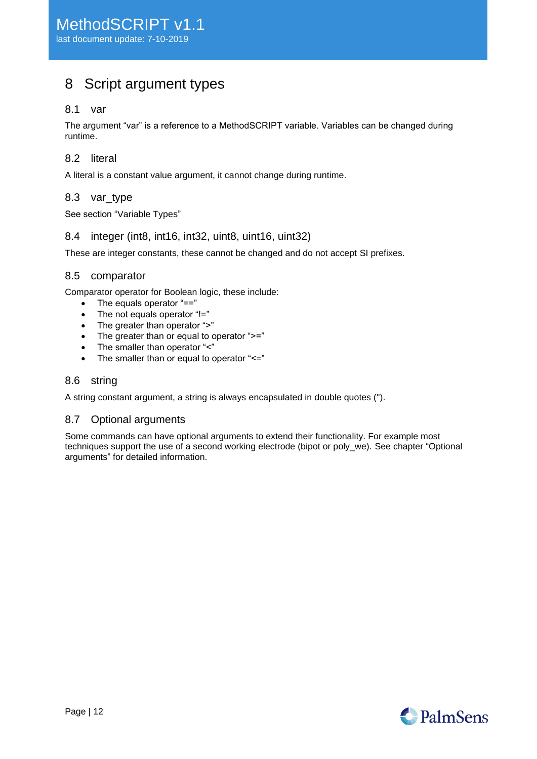# 8 Script argument types

## 8.1 var

The argument “var” is a reference to a MethodSCRIPT variable. Variables can be changed during runtime.

## 8.2 literal

A literal is a constant value argument, it cannot change during runtime.

## 8.3 var_type

See section “Variable Types”

## 8.4 integer (int8, int16, int32, uint8, uint16, uint32)

These are integer constants, these cannot be changed and do not accept SI prefixes.

## 8.5 comparator

Comparator operator for Boolean logic, these include:

- The equals operator “==”
- The not equals operator “!=”
- The greater than operator “>”
- The greater than or equal to operator “>=”
- The smaller than operator “<”
- The smaller than or equal to operator “<=”

## 8.6 string

A string constant argument, a string is always encapsulated in double quotes (").

## 8.7 Optional arguments

Some commands can have optional arguments to extend their functionality. For example most techniques support the use of a second working electrode (bipot or poly_we). See chapter “Optional arguments” for detailed information.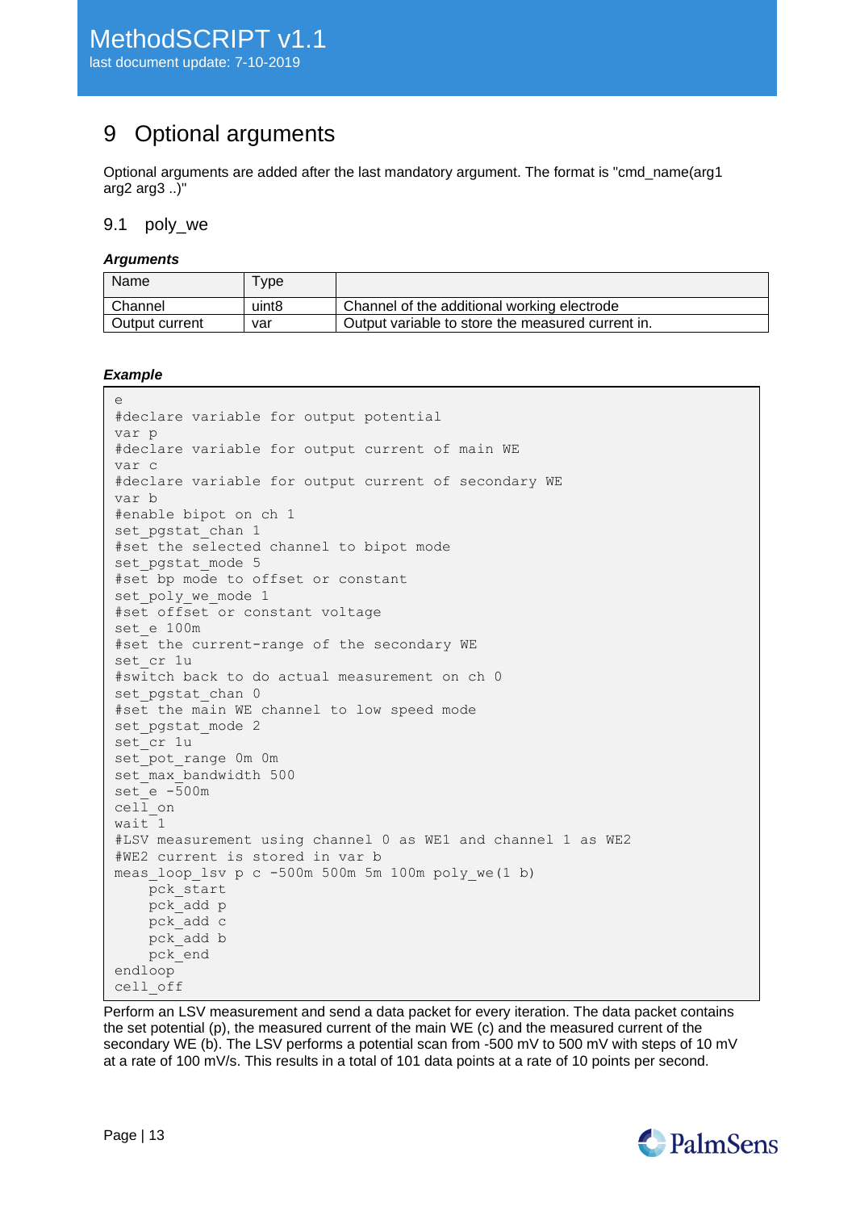# 9 Optional arguments

Optional arguments are added after the last mandatory argument. The format is "cmd_name(arg1 arg2 arg3 ..)"

## 9.1 poly_we

***Arguments***

| Name | Type | |
|---|---|---|
| Channel | uint8 | Channel of the additional working electrode |
| Output current | var | Output variable to store the measured current in. |

***Example***

```
e
#declare variable for output potential
var p
#declare variable for output current of main WE
var c
#declare variable for output current of secondary WE
var b
#enable bipot on ch 1
set_pgstat_chan 1
#set the selected channel to bipot mode
set_pgstat_mode 5
#set bp mode to offset or constant
set_poly_we_mode 1
#set offset or constant voltage
set_e 100m
#set the current-range of the secondary WE
set_cr 1u
#switch back to do actual measurement on ch 0
set_pgstat_chan 0
#set the main WE channel to low speed mode
set_pgstat_mode 2
set_cr 1u
set_pot_range 0m 0m
set_max_bandwidth 500
set_e -500m
cell_on
wait 1
#LSV measurement using channel 0 as WE1 and channel 1 as WE2
#WE2 current is stored in var b
meas_loop_lsv p c -500m 500m 5m 100m poly_we(1 b)
    pck_start
    pck_add p
    pck_add c
    pck_add b
    pck_end
endloop
cell_off
```

Perform an LSV measurement and send a data packet for every iteration. The data packet contains the set potential (p), the measured current of the main WE (c) and the measured current of the secondary WE (b). The LSV performs a potential scan from -500 mV to 500 mV with steps of 10 mV at a rate of 100 mV/s. This results in a total of 101 data points at a rate of 10 points per second.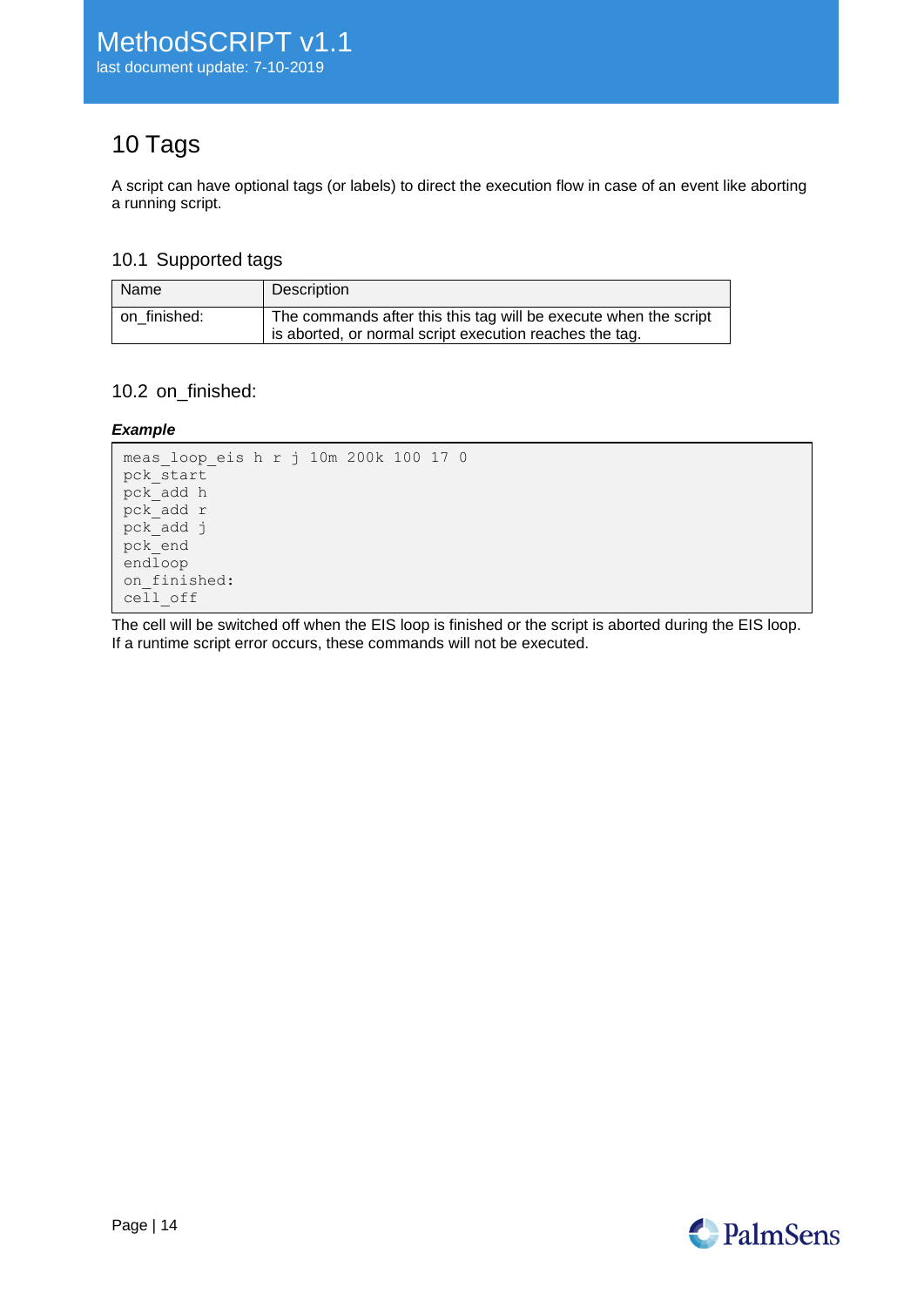# 10 Tags

A script can have optional tags (or labels) to direct the execution flow in case of an event like aborting a running script.

## 10.1 Supported tags

| Name | Description |
|---|---|
| on_finished: | The commands after this this tag will be execute when the script is aborted, or normal script execution reaches the tag. |

## 10.2 on_finished:

***Example***

```
meas_loop_eis h r j 10m 200k 100 17 0
pck_start
pck_add h
pck_add r
pck_add j
pck_end
endloop
on_finished:
cell_off
```

The cell will be switched off when the EIS loop is finished or the script is aborted during the EIS loop. If a runtime script error occurs, these commands will not be executed.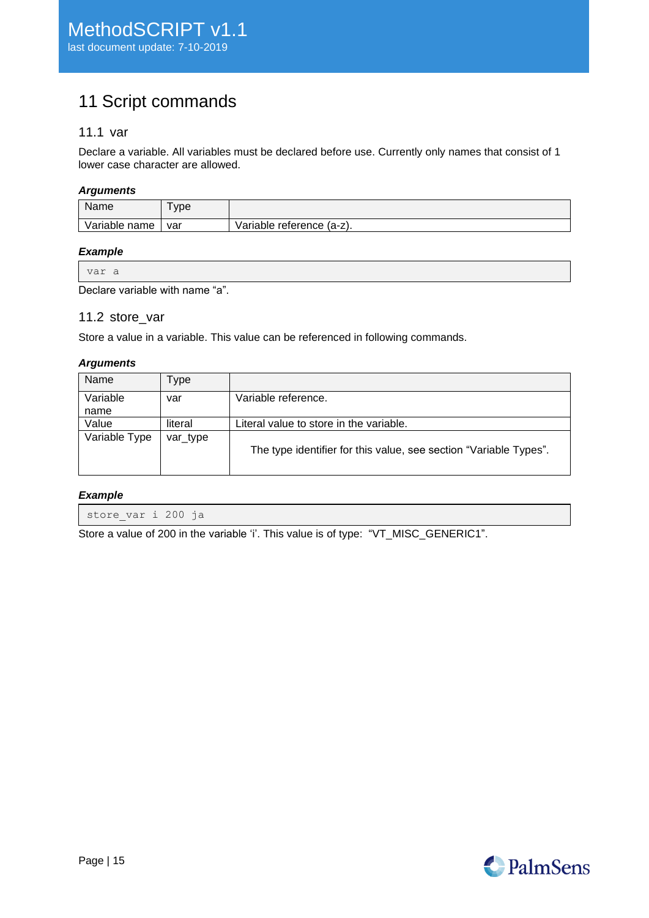# 11 Script commands

## 11.1 var

Declare a variable. All variables must be declared before use. Currently only names that consist of 1 lower case character are allowed.

***Arguments***

| Name | Type | |
|---|---|---|
| Variable name | var | Variable reference (a-z). |

***Example***

```
var a
```

Declare variable with name “a”.

## 11.2 store_var

Store a value in a variable. This value can be referenced in following commands.

***Arguments***

| Name | Type | |
|---|---|---|
| Variable name | var | Variable reference. |
| Value | literal | Literal value to store in the variable. |
| Variable Type | var_type | The type identifier for this value, see section “Variable Types”. |

***Example***

```
store_var i 200 ja
```

Store a value of 200 in the variable ‘i’. This value is of type: “VT_MISC_GENERIC1”.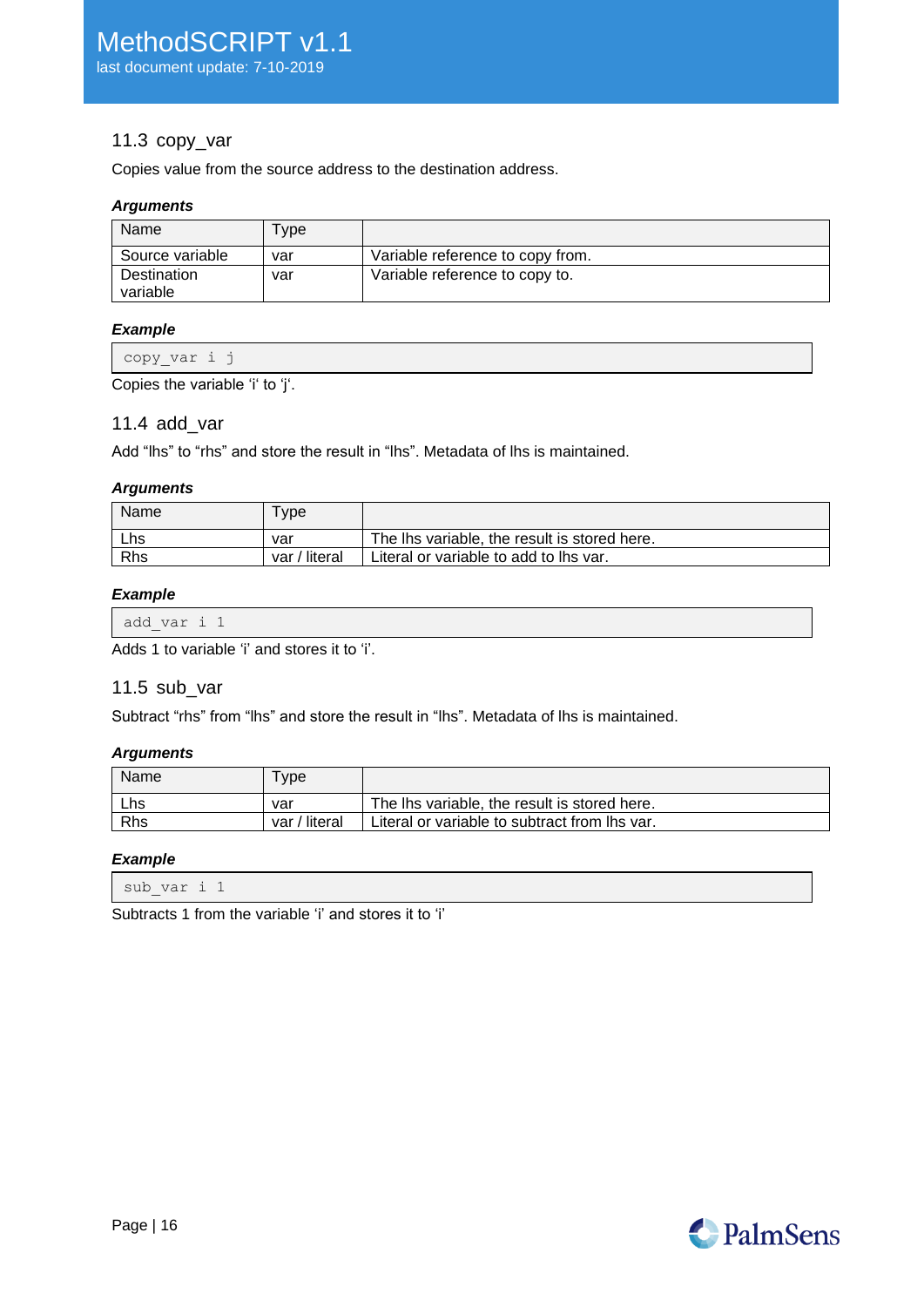## 11.3 copy_var

Copies value from the source address to the destination address.

***Arguments***

| Name | Type | |
|---|---|---|
| Source variable | var | Variable reference to copy from. |
| Destination variable | var | Variable reference to copy to. |

***Example***

```
copy_var i j
```

Copies the variable ‘i‘ to ‘j‘.

## 11.4 add_var

Add “lhs” to “rhs” and store the result in “lhs”. Metadata of lhs is maintained.

***Arguments***

| Name | Type | |
|---|---|---|
| Lhs | var | The lhs variable, the result is stored here. |
| Rhs | var / literal | Literal or variable to add to lhs var. |

***Example***

```
add_var i 1
```

Adds 1 to variable ‘i’ and stores it to ‘i’.

## 11.5 sub_var

Subtract “rhs” from “lhs” and store the result in “lhs”. Metadata of lhs is maintained.

***Arguments***

| Name | Type | |
|---|---|---|
| Lhs | var | The lhs variable, the result is stored here. |
| Rhs | var / literal | Literal or variable to subtract from lhs var. |

***Example***

```
sub_var i 1
```

Subtracts 1 from the variable ‘i’ and stores it to ‘i’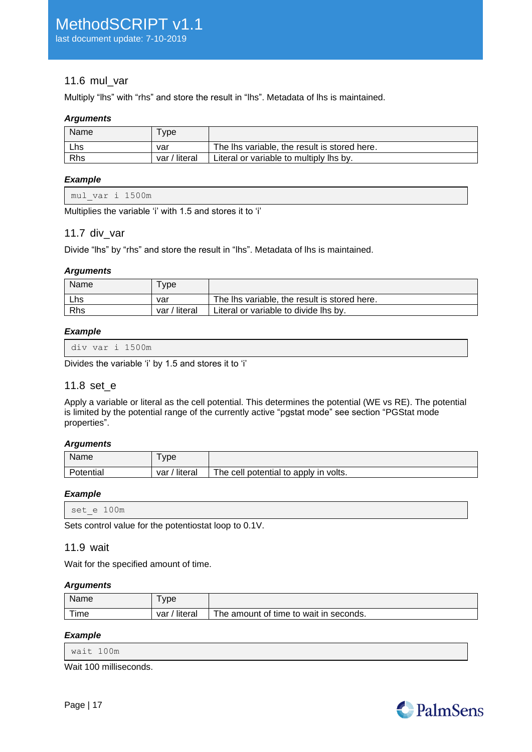## 11.6 mul_var

Multiply “lhs” with “rhs” and store the result in “lhs”. Metadata of lhs is maintained.

***Arguments***

| Name | Type | |
|---|---|---|
| Lhs | var | The lhs variable, the result is stored here. |
| Rhs | var / literal | Literal or variable to multiply lhs by. |

***Example***

```
mul_var i 1500m
```

Multiplies the variable ‘i’ with 1.5 and stores it to ‘i’

## 11.7 div_var

Divide “lhs” by “rhs” and store the result in “lhs”. Metadata of lhs is maintained.

***Arguments***

| Name | Type | |
|---|---|---|
| Lhs | var | The lhs variable, the result is stored here. |
| Rhs | var / literal | Literal or variable to divide lhs by. |

***Example***

```
div_var i 1500m
```

Divides the variable ‘i’ by 1.5 and stores it to ‘i’

## 11.8 set_e

Apply a variable or literal as the cell potential. This determines the potential (WE vs RE). The potential is limited by the potential range of the currently active “pgstat mode” see section “PGStat mode properties”.

***Arguments***

| Name | Type | |
|---|---|---|
| Potential | var / literal | The cell potential to apply in volts. |

***Example***

```
set_e 100m
```

Sets control value for the potentiostat loop to 0.1V.

## 11.9 wait

Wait for the specified amount of time.

***Arguments***

| Name | Type | |
|---|---|---|
| Time | var / literal | The amount of time to wait in seconds. |

***Example***

```
wait 100m
```

Wait 100 milliseconds.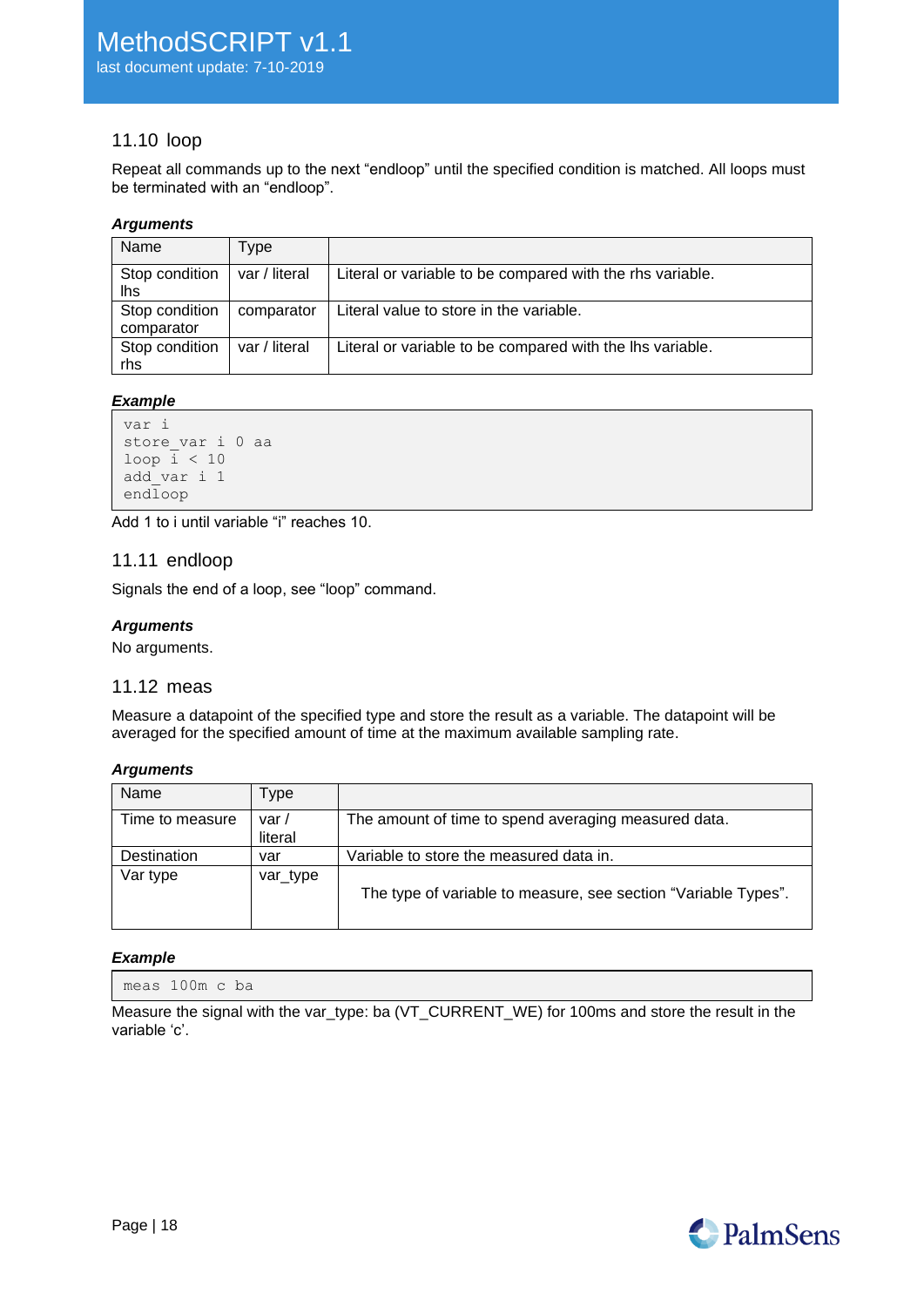## 11.10 loop

Repeat all commands up to the next “endloop” until the specified condition is matched. All loops must be terminated with an “endloop”.

***Arguments***

| Name | Type | |
|---|---|---|
| Stop condition lhs | var / literal | Literal or variable to be compared with the rhs variable. |
| Stop condition comparator | comparator | Literal value to store in the variable. |
| Stop condition rhs | var / literal | Literal or variable to be compared with the lhs variable. |

***Example***

```
var i
store_var i 0 aa
loop i < 10
add_var i 1
endloop
```

Add 1 to i until variable “i” reaches 10.

## 11.11 endloop

Signals the end of a loop, see “loop” command.

***Arguments***

No arguments.

## 11.12 meas

Measure a datapoint of the specified type and store the result as a variable. The datapoint will be averaged for the specified amount of time at the maximum available sampling rate.

***Arguments***

| Name | Type | |
|---|---|---|
| Time to measure | var / literal | The amount of time to spend averaging measured data. |
| Destination | var | Variable to store the measured data in. |
| Var type | var_type | The type of variable to measure, see section “Variable Types”. |

***Example***

```
meas 100m c ba
```

Measure the signal with the var_type: ba (VT_CURRENT_WE) for 100ms and store the result in the variable ‘c’.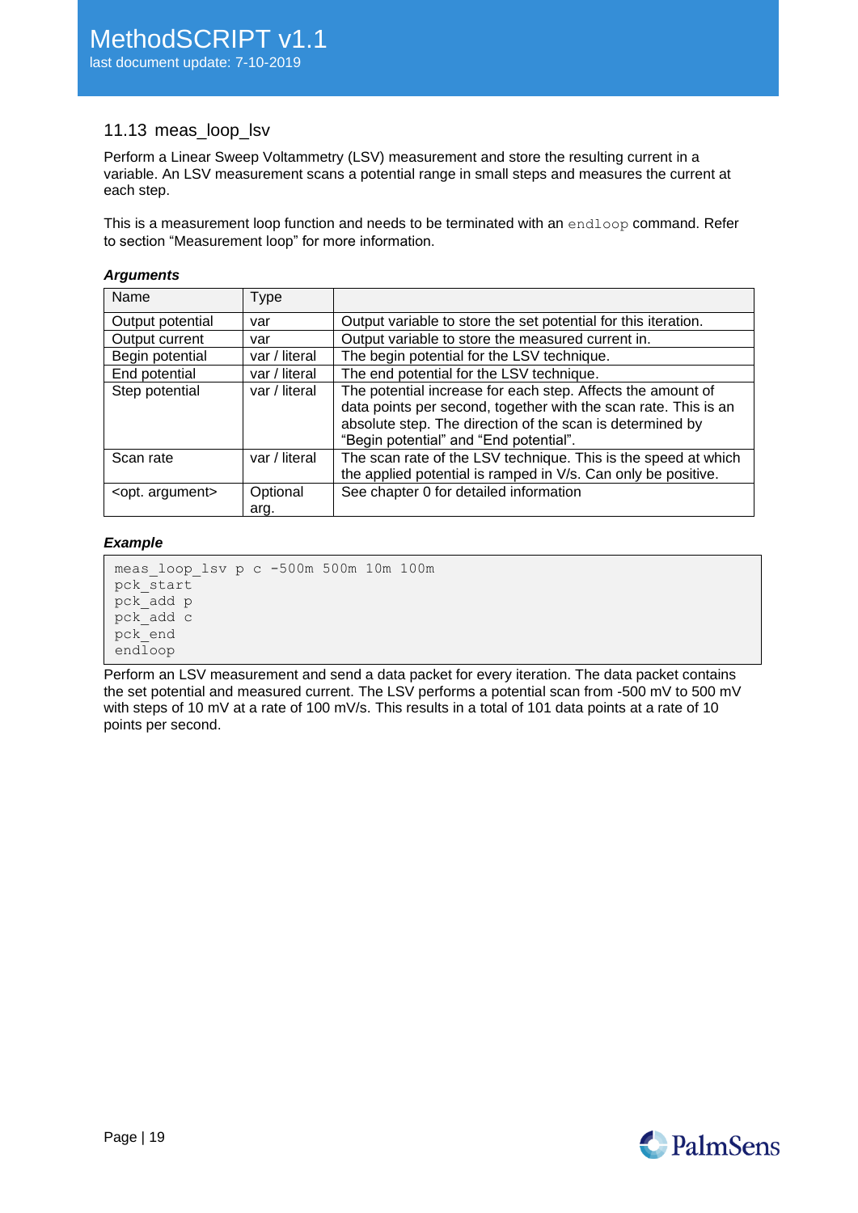## 11.13 meas_loop_lsv

Perform a Linear Sweep Voltammetry (LSV) measurement and store the resulting current in a variable. An LSV measurement scans a potential range in small steps and measures the current at each step.

This is a measurement loop function and needs to be terminated with an `endloop` command. Refer to section "Measurement loop" for more information.

***Arguments***

| Name | Type | |
|---|---|---|
| Output potential | var | Output variable to store the set potential for this iteration. |
| Output current | var | Output variable to store the measured current in. |
| Begin potential | var / literal | The begin potential for the LSV technique. |
| End potential | var / literal | The end potential for the LSV technique. |
| Step potential | var / literal | The potential increase for each step. Affects the amount of data points per second, together with the scan rate. This is an absolute step. The direction of the scan is determined by "Begin potential" and "End potential". |
| Scan rate | var / literal | The scan rate of the LSV technique. This is the speed at which the applied potential is ramped in V/s. Can only be positive. |
| <opt. argument> | Optional arg. | See chapter 0 for detailed information |

***Example***

```
meas_loop_lsv p c -500m 500m 10m 100m
pck_start
pck_add p
pck_add c
pck_end
endloop
```

Perform an LSV measurement and send a data packet for every iteration. The data packet contains the set potential and measured current. The LSV performs a potential scan from -500 mV to 500 mV with steps of 10 mV at a rate of 100 mV/s. This results in a total of 101 data points at a rate of 10 points per second.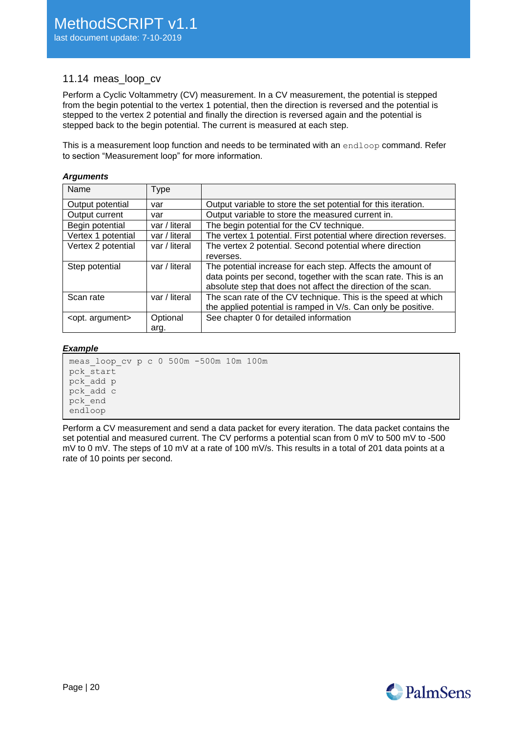## 11.14 meas_loop_cv

Perform a Cyclic Voltammetry (CV) measurement. In a CV measurement, the potential is stepped from the begin potential to the vertex 1 potential, then the direction is reversed and the potential is stepped to the vertex 2 potential and finally the direction is reversed again and the potential is stepped back to the begin potential. The current is measured at each step.

This is a measurement loop function and needs to be terminated with an `endloop` command. Refer to section "Measurement loop" for more information.

***Arguments***

| Name | Type | |
|---|---|---|
| Output potential | var | Output variable to store the set potential for this iteration. |
| Output current | var | Output variable to store the measured current in. |
| Begin potential | var / literal | The begin potential for the CV technique. |
| Vertex 1 potential | var / literal | The vertex 1 potential. First potential where direction reverses. |
| Vertex 2 potential | var / literal | The vertex 2 potential. Second potential where direction reverses. |
| Step potential | var / literal | The potential increase for each step. Affects the amount of data points per second, together with the scan rate. This is an absolute step that does not affect the direction of the scan. |
| Scan rate | var / literal | The scan rate of the CV technique. This is the speed at which the applied potential is ramped in V/s. Can only be positive. |
| <opt. argument> | Optional arg. | See chapter 0 for detailed information |

***Example***

```
meas_loop_cv p c 0 500m -500m 10m 100m
pck_start
pck_add p
pck_add c
pck_end
endloop
```

Perform a CV measurement and send a data packet for every iteration. The data packet contains the set potential and measured current. The CV performs a potential scan from 0 mV to 500 mV to -500 mV to 0 mV. The steps of 10 mV at a rate of 100 mV/s. This results in a total of 201 data points at a rate of 10 points per second.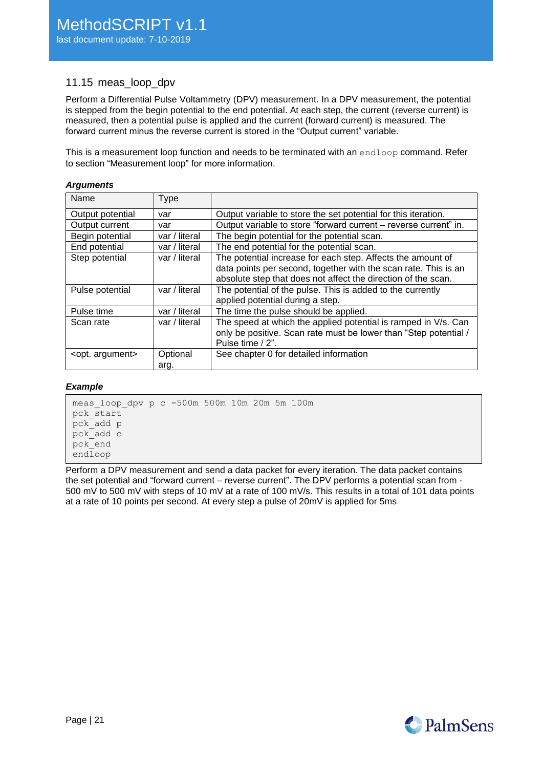## 11.15 meas_loop_dpv

Perform a Differential Pulse Voltammetry (DPV) measurement. In a DPV measurement, the potential is stepped from the begin potential to the end potential. At each step, the current (reverse current) is measured, then a potential pulse is applied and the current (forward current) is measured. The forward current minus the reverse current is stored in the "Output current" variable.

This is a measurement loop function and needs to be terminated with an `endloop` command. Refer to section "Measurement loop" for more information.

***Arguments***

| Name | Type | |
|---|---|---|
| Output potential | var | Output variable to store the set potential for this iteration. |
| Output current | var | Output variable to store "forward current – reverse current" in. |
| Begin potential | var / literal | The begin potential for the potential scan. |
| End potential | var / literal | The end potential for the potential scan. |
| Step potential | var / literal | The potential increase for each step. Affects the amount of data points per second, together with the scan rate. This is an absolute step that does not affect the direction of the scan. |
| Pulse potential | var / literal | The potential of the pulse. This is added to the currently applied potential during a step. |
| Pulse time | var / literal | The time the pulse should be applied. |
| Scan rate | var / literal | The speed at which the applied potential is ramped in V/s. Can only be positive. Scan rate must be lower than "Step potential / Pulse time / 2". |
| <opt. argument> | Optional arg. | See chapter 0 for detailed information |

***Example***

```
meas_loop_dpv p c -500m 500m 10m 20m 5m 100m
pck_start
pck_add p
pck_add c
pck_end
endloop
```

Perform a DPV measurement and send a data packet for every iteration. The data packet contains the set potential and "forward current – reverse current". The DPV performs a potential scan from -500 mV to 500 mV with steps of 10 mV at a rate of 100 mV/s. This results in a total of 101 data points at a rate of 10 points per second. At every step a pulse of 20mV is applied for 5ms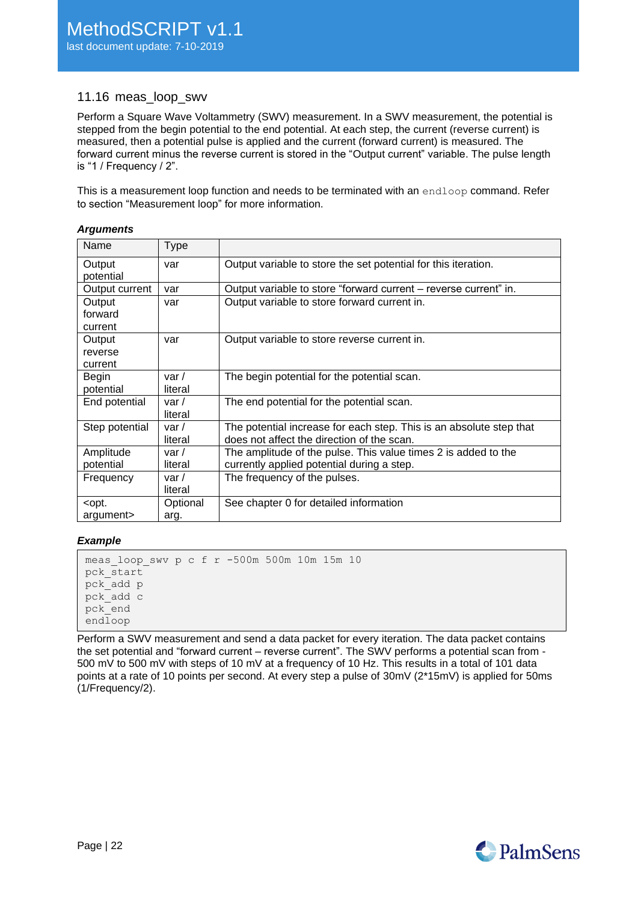## 11.16 meas_loop_swv

Perform a Square Wave Voltammetry (SWV) measurement. In a SWV measurement, the potential is stepped from the begin potential to the end potential. At each step, the current (reverse current) is measured, then a potential pulse is applied and the current (forward current) is measured. The forward current minus the reverse current is stored in the "Output current" variable. The pulse length is "1 / Frequency / 2".

This is a measurement loop function and needs to be terminated with an `endloop` command. Refer to section "Measurement loop" for more information.

***Arguments***

| Name | Type | |
|---|---|---|
| Output potential | var | Output variable to store the set potential for this iteration. |
| Output current | var | Output variable to store "forward current – reverse current" in. |
| Output forward current | var | Output variable to store forward current in. |
| Output reverse current | var | Output variable to store reverse current in. |
| Begin potential | var / literal | The begin potential for the potential scan. |
| End potential | var / literal | The end potential for the potential scan. |
| Step potential | var / literal | The potential increase for each step. This is an absolute step that does not affect the direction of the scan. |
| Amplitude potential | var / literal | The amplitude of the pulse. This value times 2 is added to the currently applied potential during a step. |
| Frequency | var / literal | The frequency of the pulses. |
| <opt. argument> | Optional arg. | See chapter 0 for detailed information |

***Example***

```
meas_loop_swv p c f r -500m 500m 10m 15m 10
pck_start
pck_add p
pck_add c
pck_end
endloop
```

Perform a SWV measurement and send a data packet for every iteration. The data packet contains the set potential and "forward current – reverse current". The SWV performs a potential scan from -500 mV to 500 mV with steps of 10 mV at a frequency of 10 Hz. This results in a total of 101 data points at a rate of 10 points per second. At every step a pulse of 30mV (2*15mV) is applied for 50ms (1/Frequency/2).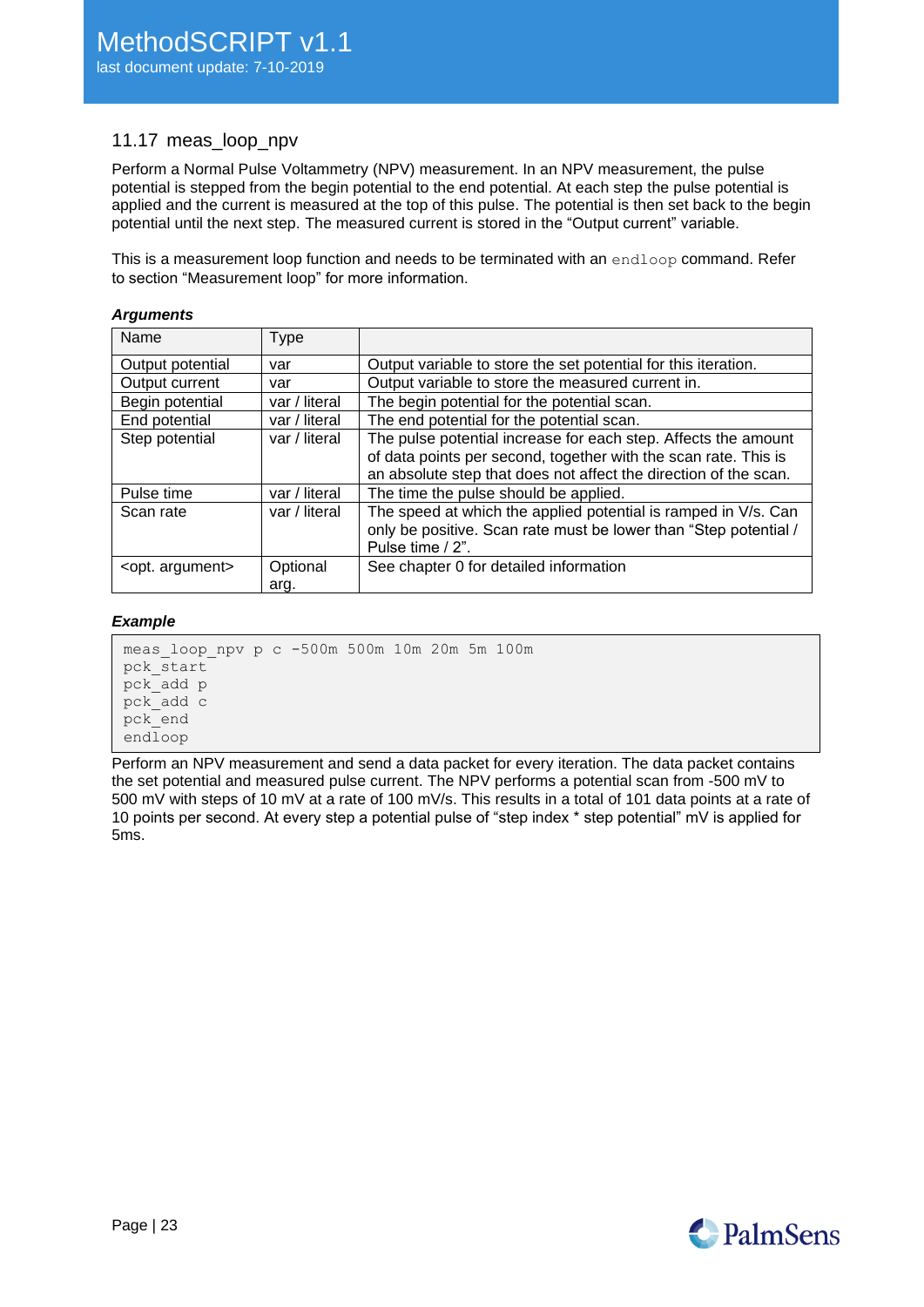## 11.17 meas_loop_npv

Perform a Normal Pulse Voltammetry (NPV) measurement. In an NPV measurement, the pulse potential is stepped from the begin potential to the end potential. At each step the pulse potential is applied and the current is measured at the top of this pulse. The potential is then set back to the begin potential until the next step. The measured current is stored in the “Output current” variable.

This is a measurement loop function and needs to be terminated with an `endloop` command. Refer to section “Measurement loop” for more information.

***Arguments***

| Name | Type | |
|---|---|---|
| Output potential | var | Output variable to store the set potential for this iteration. |
| Output current | var | Output variable to store the measured current in. |
| Begin potential | var / literal | The begin potential for the potential scan. |
| End potential | var / literal | The end potential for the potential scan. |
| Step potential | var / literal | The pulse potential increase for each step. Affects the amount of data points per second, together with the scan rate. This is an absolute step that does not affect the direction of the scan. |
| Pulse time | var / literal | The time the pulse should be applied. |
| Scan rate | var / literal | The speed at which the applied potential is ramped in V/s. Can only be positive. Scan rate must be lower than “Step potential / Pulse time / 2”. |
| <opt. argument> | Optional arg. | See chapter 0 for detailed information |

***Example***

```
meas_loop_npv p c -500m 500m 10m 20m 5m 100m
pck_start
pck_add p
pck_add c
pck_end
endloop
```

Perform an NPV measurement and send a data packet for every iteration. The data packet contains the set potential and measured pulse current. The NPV performs a potential scan from -500 mV to 500 mV with steps of 10 mV at a rate of 100 mV/s. This results in a total of 101 data points at a rate of 10 points per second. At every step a potential pulse of “step index * step potential” mV is applied for 5ms.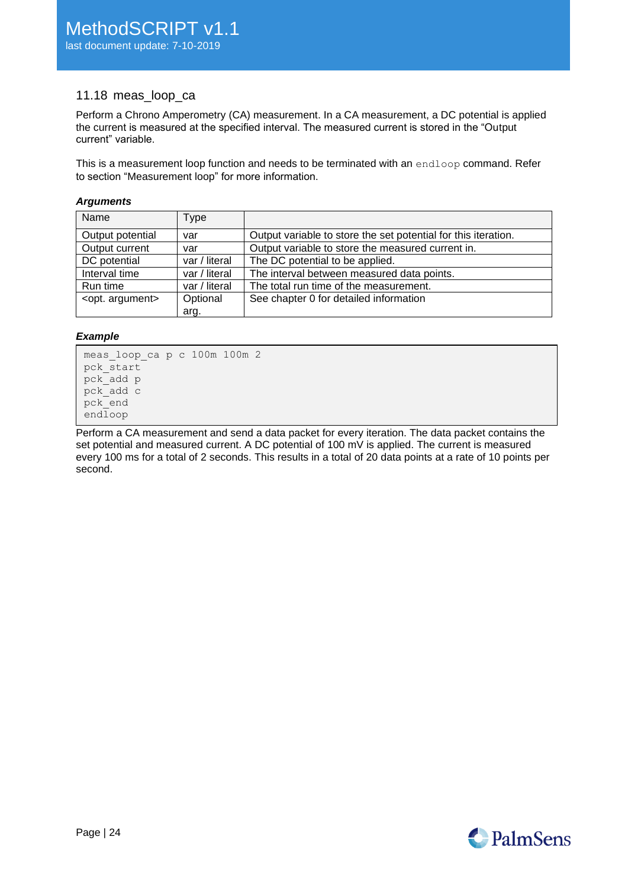### 11.18 meas_loop_ca

Perform a Chrono Amperometry (CA) measurement. In a CA measurement, a DC potential is applied the current is measured at the specified interval. The measured current is stored in the “Output current” variable.

This is a measurement loop function and needs to be terminated with an `endloop` command. Refer to section “Measurement loop” for more information.

***Arguments***

| Name | Type | |
|---|---|---|
| Output potential | var | Output variable to store the set potential for this iteration. |
| Output current | var | Output variable to store the measured current in. |
| DC potential | var / literal | The DC potential to be applied. |
| Interval time | var / literal | The interval between measured data points. |
| Run time | var / literal | The total run time of the measurement. |
| <opt. argument> | Optional arg. | See chapter 0 for detailed information |

***Example***

```
meas_loop_ca p c 100m 100m 2
pck_start
pck_add p
pck_add c
pck_end
endloop
```

Perform a CA measurement and send a data packet for every iteration. The data packet contains the set potential and measured current. A DC potential of 100 mV is applied. The current is measured every 100 ms for a total of 2 seconds. This results in a total of 20 data points at a rate of 10 points per second.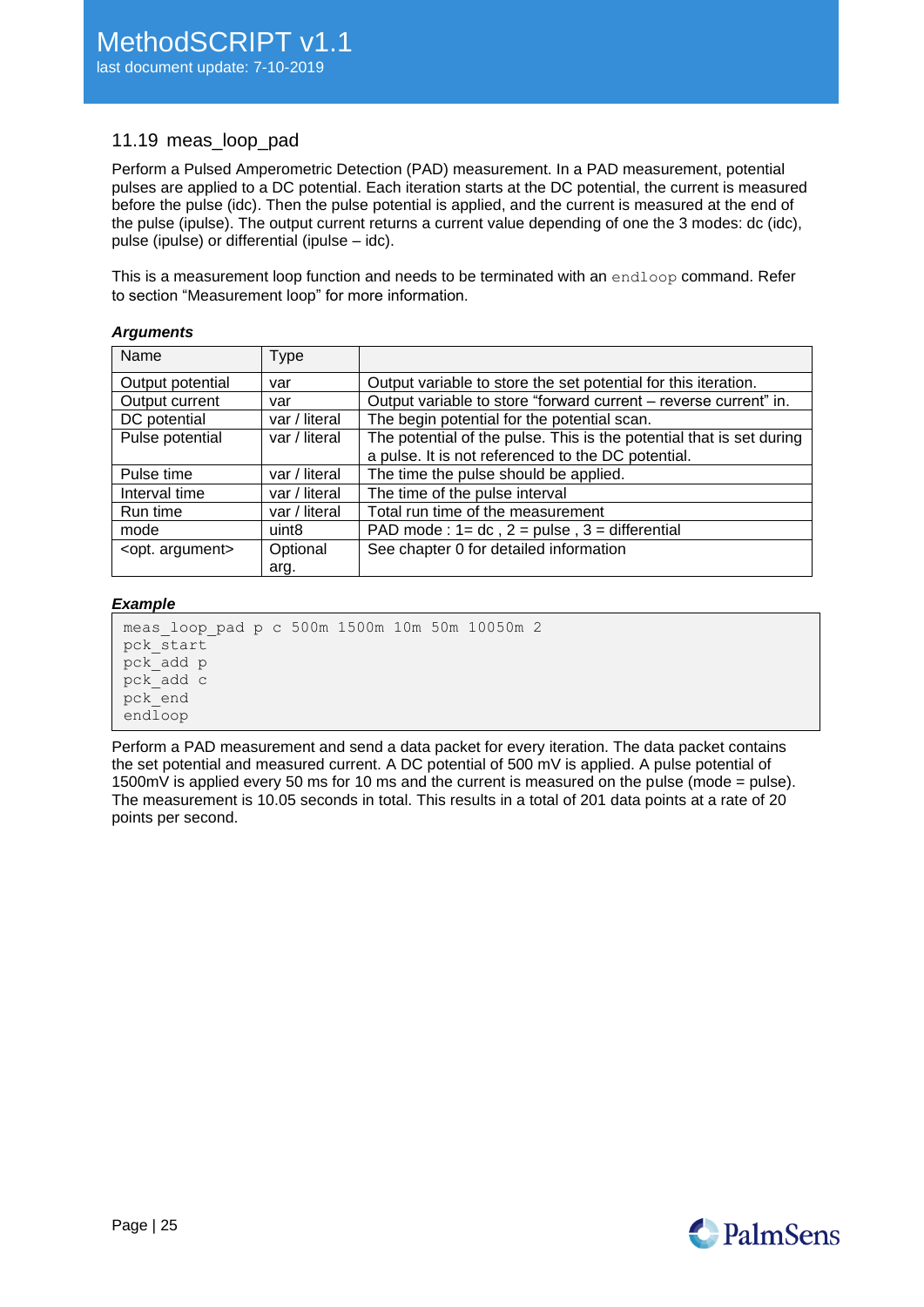## 11.19 meas_loop_pad

Perform a Pulsed Amperometric Detection (PAD) measurement. In a PAD measurement, potential pulses are applied to a DC potential. Each iteration starts at the DC potential, the current is measured before the pulse (idc). Then the pulse potential is applied, and the current is measured at the end of the pulse (ipulse). The output current returns a current value depending of one the 3 modes: dc (idc), pulse (ipulse) or differential (ipulse – idc).

This is a measurement loop function and needs to be terminated with an `endloop` command. Refer to section "Measurement loop" for more information.

***Arguments***

| Name | Type | |
|---|---|---|
| Output potential | var | Output variable to store the set potential for this iteration. |
| Output current | var | Output variable to store "forward current – reverse current" in. |
| DC potential | var / literal | The begin potential for the potential scan. |
| Pulse potential | var / literal | The potential of the pulse. This is the potential that is set during a pulse. It is not referenced to the DC potential. |
| Pulse time | var / literal | The time the pulse should be applied. |
| Interval time | var / literal | The time of the pulse interval |
| Run time | var / literal | Total run time of the measurement |
| mode | uint8 | PAD mode : 1= dc , 2 = pulse , 3 = differential |
| <opt. argument> | Optional arg. | See chapter 0 for detailed information |

***Example***

```
meas_loop_pad p c 500m 1500m 10m 50m 10050m 2
pck_start
pck_add p
pck_add c
pck_end
endloop
```

Perform a PAD measurement and send a data packet for every iteration. The data packet contains the set potential and measured current. A DC potential of 500 mV is applied. A pulse potential of 1500mV is applied every 50 ms for 10 ms and the current is measured on the pulse (mode = pulse). The measurement is 10.05 seconds in total. This results in a total of 201 data points at a rate of 20 points per second.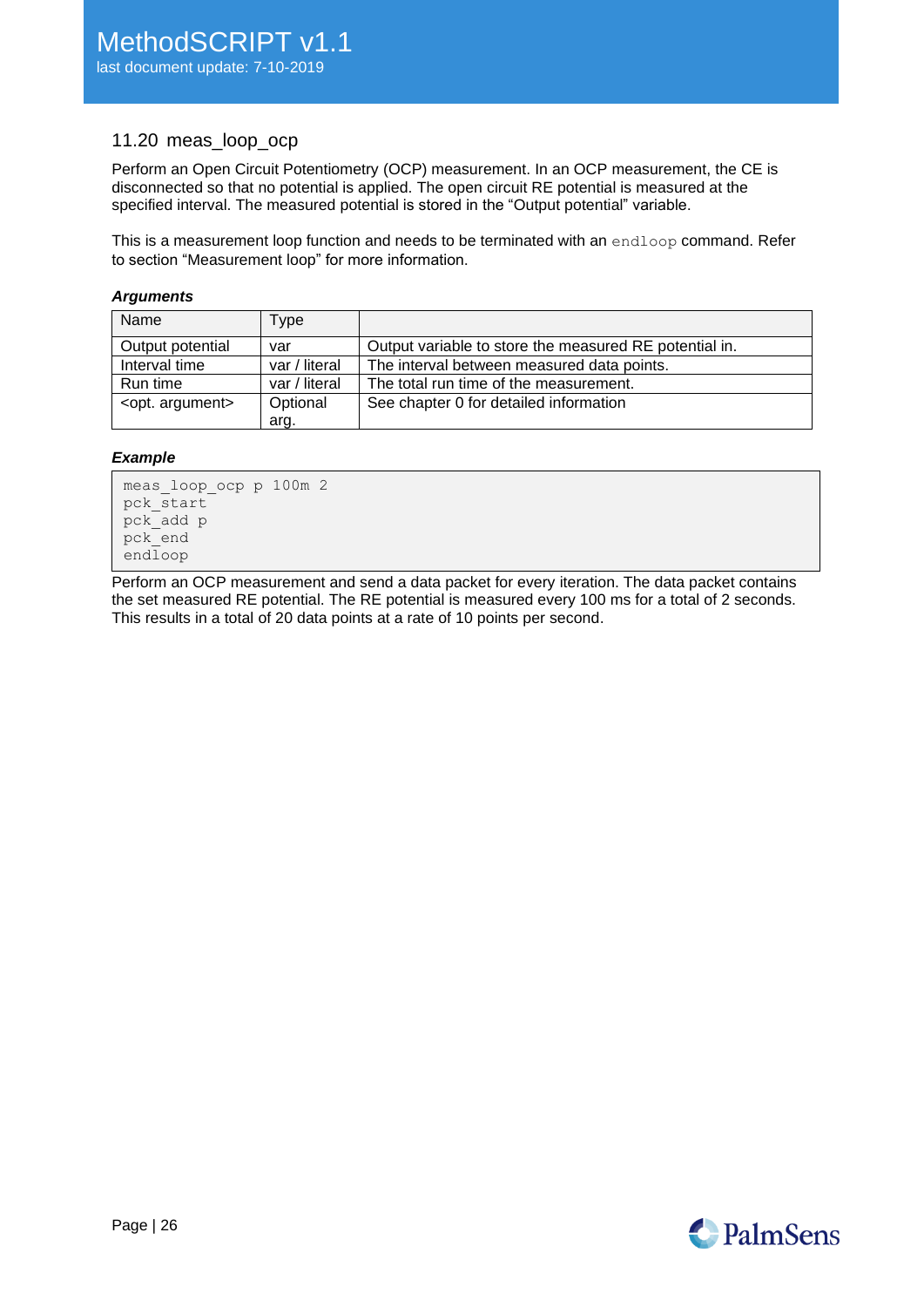## 11.20 meas_loop_ocp

Perform an Open Circuit Potentiometry (OCP) measurement. In an OCP measurement, the CE is disconnected so that no potential is applied. The open circuit RE potential is measured at the specified interval. The measured potential is stored in the "Output potential" variable.

This is a measurement loop function and needs to be terminated with an `endloop` command. Refer to section "Measurement loop" for more information.

***Arguments***

| Name | Type | |
|---|---|---|
| Output potential | var | Output variable to store the measured RE potential in. |
| Interval time | var / literal | The interval between measured data points. |
| Run time | var / literal | The total run time of the measurement. |
| <opt. argument> | Optional arg. | See chapter 0 for detailed information |

***Example***

```
meas_loop_ocp p 100m 2
pck_start
pck_add p
pck_end
endloop
```

Perform an OCP measurement and send a data packet for every iteration. The data packet contains the set measured RE potential. The RE potential is measured every 100 ms for a total of 2 seconds. This results in a total of 20 data points at a rate of 10 points per second.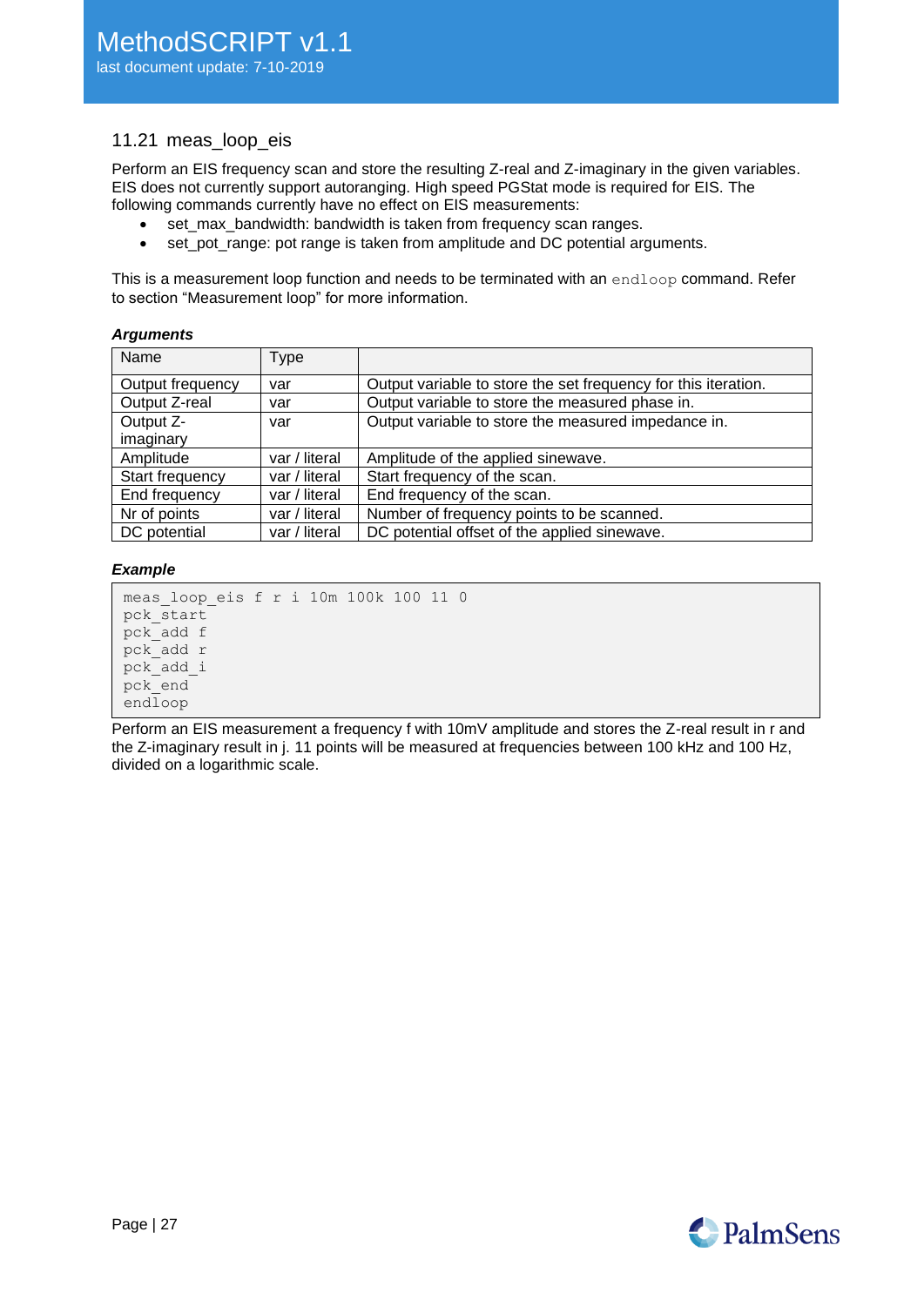## 11.21 meas_loop_eis

Perform an EIS frequency scan and store the resulting Z-real and Z-imaginary in the given variables. EIS does not currently support autoranging. High speed PGStat mode is required for EIS. The following commands currently have no effect on EIS measurements:

- set_max_bandwidth: bandwidth is taken from frequency scan ranges.
- set_pot_range: pot range is taken from amplitude and DC potential arguments.

This is a measurement loop function and needs to be terminated with an `endloop` command. Refer to section "Measurement loop" for more information.

***Arguments***

| Name | Type | |
|---|---|---|
| Output frequency | var | Output variable to store the set frequency for this iteration. |
| Output Z-real | var | Output variable to store the measured phase in. |
| Output Z-imaginary | var | Output variable to store the measured impedance in. |
| Amplitude | var / literal | Amplitude of the applied sinewave. |
| Start frequency | var / literal | Start frequency of the scan. |
| End frequency | var / literal | End frequency of the scan. |
| Nr of points | var / literal | Number of frequency points to be scanned. |
| DC potential | var / literal | DC potential offset of the applied sinewave. |

***Example***

```
meas_loop_eis f r i 10m 100k 100 11 0
pck_start
pck_add f
pck_add r
pck_add i
pck_end
endloop
```

Perform an EIS measurement a frequency f with 10mV amplitude and stores the Z-real result in r and the Z-imaginary result in j. 11 points will be measured at frequencies between 100 kHz and 100 Hz, divided on a logarithmic scale.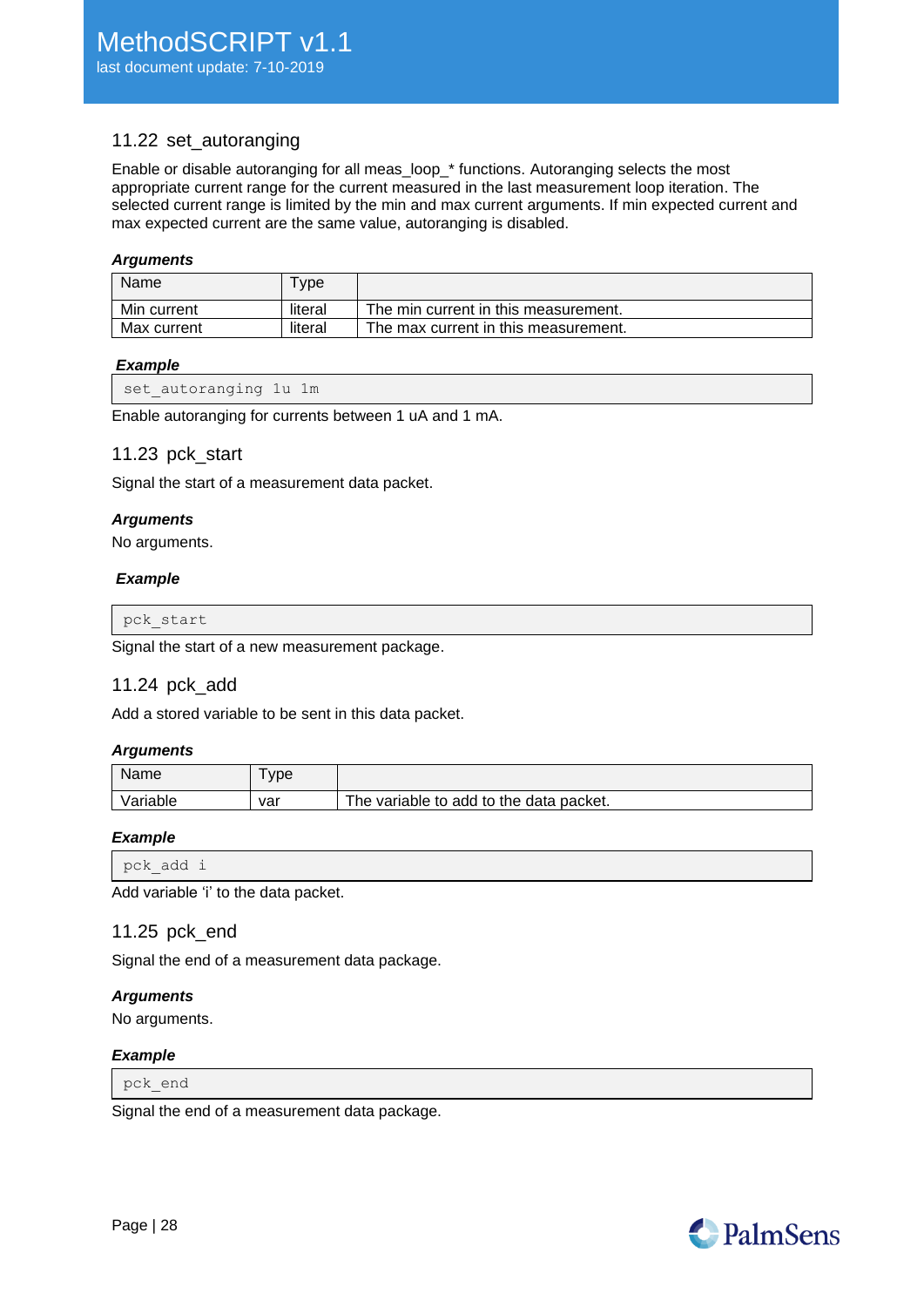## 11.22 set_autoranging

Enable or disable autoranging for all meas_loop_* functions. Autoranging selects the most appropriate current range for the current measured in the last measurement loop iteration. The selected current range is limited by the min and max current arguments. If min expected current and max expected current are the same value, autoranging is disabled.

***Arguments***

| Name | Type | |
|---|---|---|
| Min current | literal | The min current in this measurement. |
| Max current | literal | The max current in this measurement. |

***Example***

```
set_autoranging 1u 1m
```

Enable autoranging for currents between 1 uA and 1 mA.

## 11.23 pck_start

Signal the start of a measurement data packet.

***Arguments***

No arguments.

***Example***

```
pck_start
```

Signal the start of a new measurement package.

## 11.24 pck_add

Add a stored variable to be sent in this data packet.

***Arguments***

| Name | Type | |
|---|---|---|
| Variable | var | The variable to add to the data packet. |

***Example***

```
pck_add i
```

Add variable 'i' to the data packet.

## 11.25 pck_end

Signal the end of a measurement data package.

***Arguments***

No arguments.

***Example***

```
pck_end
```

Signal the end of a measurement data package.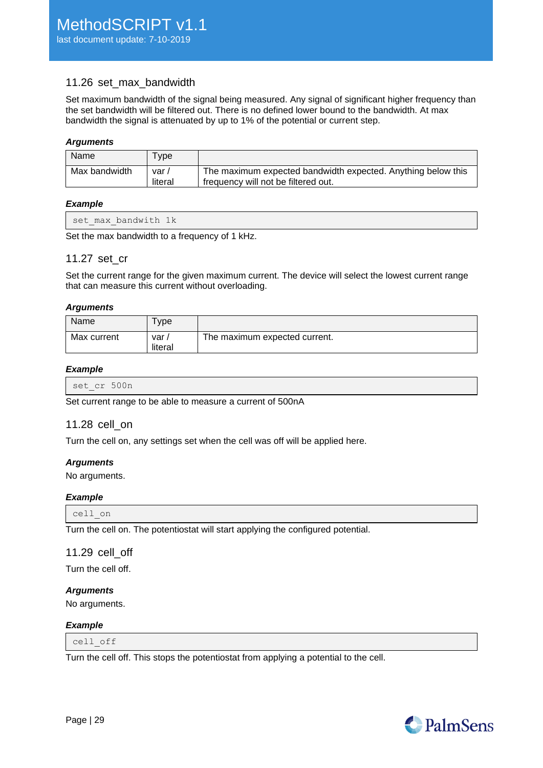## 11.26 set_max_bandwidth

Set maximum bandwidth of the signal being measured. Any signal of significant higher frequency than the set bandwidth will be filtered out. There is no defined lower bound to the bandwidth. At max bandwidth the signal is attenuated by up to 1% of the potential or current step.

***Arguments***

| Name | Type | |
|---|---|---|
| Max bandwidth | var / literal | The maximum expected bandwidth expected. Anything below this frequency will not be filtered out. |

***Example***

```
set_max_bandwith 1k
```

Set the max bandwidth to a frequency of 1 kHz.

## 11.27 set_cr

Set the current range for the given maximum current. The device will select the lowest current range that can measure this current without overloading.

***Arguments***

| Name | Type | |
|---|---|---|
| Max current | var / literal | The maximum expected current. |

***Example***

```
set_cr 500n
```

Set current range to be able to measure a current of 500nA

## 11.28 cell_on

Turn the cell on, any settings set when the cell was off will be applied here.

***Arguments***

No arguments.

***Example***

```
cell_on
```

Turn the cell on. The potentiostat will start applying the configured potential.

## 11.29 cell_off

Turn the cell off.

***Arguments***

No arguments.

***Example***

```
cell_off
```

Turn the cell off. This stops the potentiostat from applying a potential to the cell.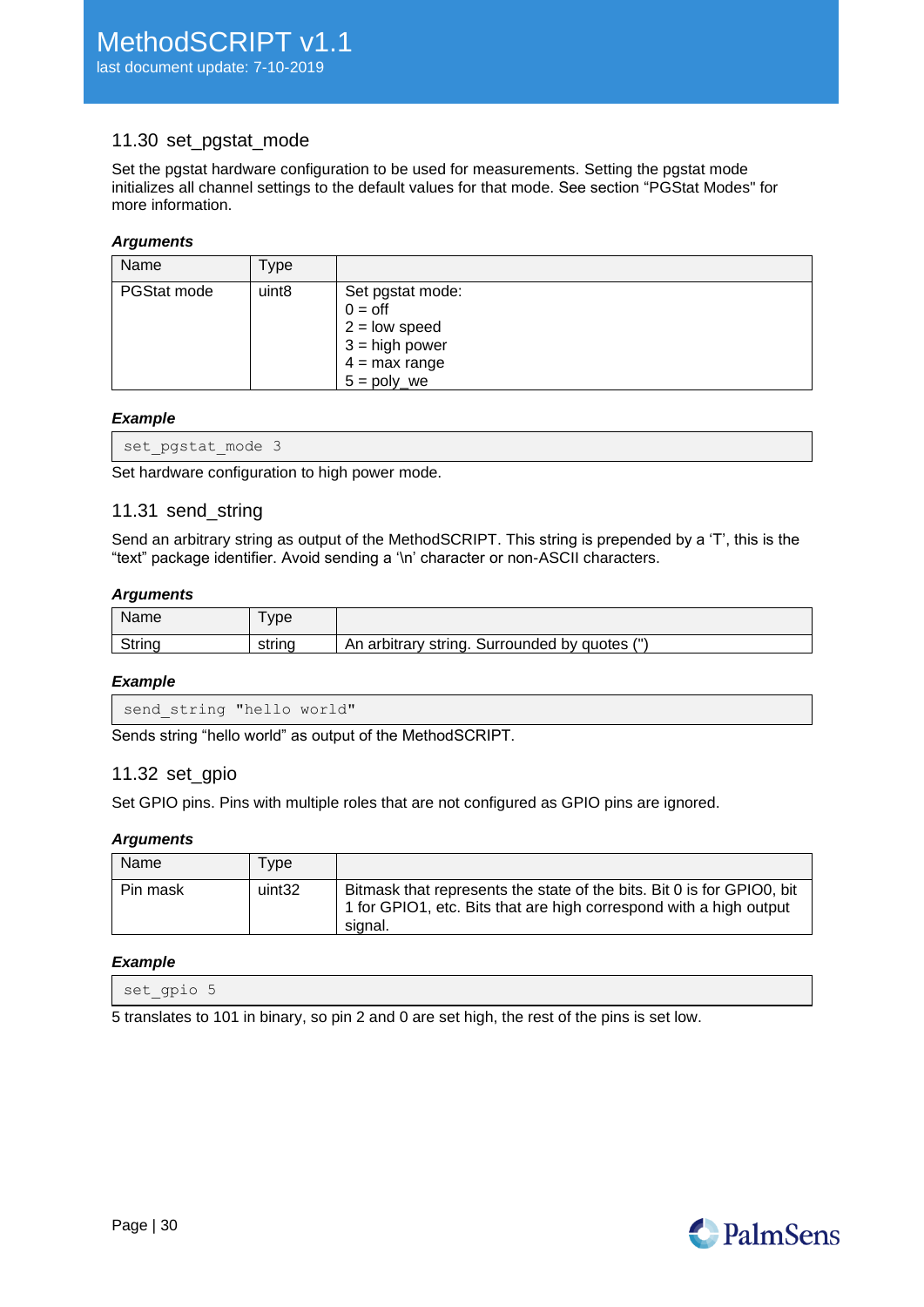## 11.30 set_pgstat_mode

Set the pgstat hardware configuration to be used for measurements. Setting the pgstat mode initializes all channel settings to the default values for that mode. See section "PGStat Modes" for more information.

***Arguments***

| Name | Type | |
|---|---|---|
| PGStat mode | uint8 | Set pgstat mode:<br>0 = off<br>2 = low speed<br>3 = high power<br>4 = max range<br>5 = poly_we |

***Example***

```
set_pgstat_mode 3
```

Set hardware configuration to high power mode.

## 11.31 send_string

Send an arbitrary string as output of the MethodSCRIPT. This string is prepended by a 'T', this is the "text" package identifier. Avoid sending a '\n' character or non-ASCII characters.

***Arguments***

| Name | Type | |
|---|---|---|
| String | string | An arbitrary string. Surrounded by quotes (") |

***Example***

```
send_string "hello world"
```

Sends string "hello world" as output of the MethodSCRIPT.

## 11.32 set_gpio

Set GPIO pins. Pins with multiple roles that are not configured as GPIO pins are ignored.

***Arguments***

| Name | Type | |
|---|---|---|
| Pin mask | uint32 | Bitmask that represents the state of the bits. Bit 0 is for GPIO0, bit 1 for GPIO1, etc. Bits that are high correspond with a high output signal. |

***Example***

```
set_gpio 5
```

5 translates to 101 in binary, so pin 2 and 0 are set high, the rest of the pins is set low.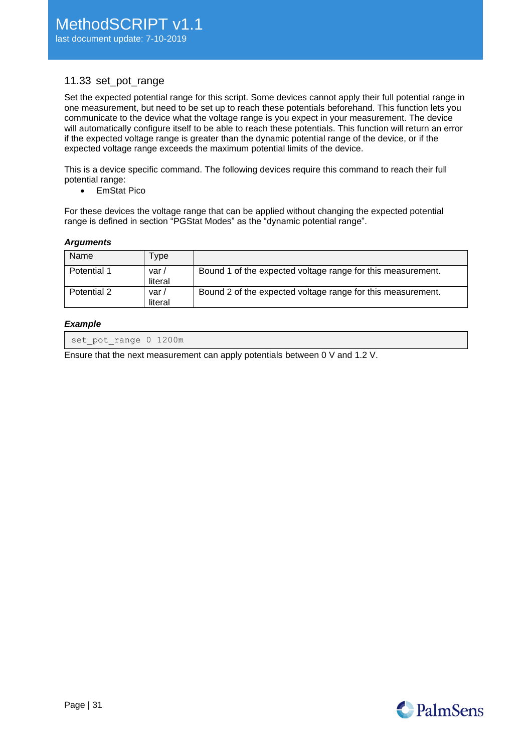## 11.33 set_pot_range

Set the expected potential range for this script. Some devices cannot apply their full potential range in one measurement, but need to be set up to reach these potentials beforehand. This function lets you communicate to the device what the voltage range is you expect in your measurement. The device will automatically configure itself to be able to reach these potentials. This function will return an error if the expected voltage range is greater than the dynamic potential range of the device, or if the expected voltage range exceeds the maximum potential limits of the device.

This is a device specific command. The following devices require this command to reach their full potential range:

- EmStat Pico

For these devices the voltage range that can be applied without changing the expected potential range is defined in section "PGStat Modes" as the "dynamic potential range".

***Arguments***

| Name | Type | |
|---|---|---|
| Potential 1 | var / literal | Bound 1 of the expected voltage range for this measurement. |
| Potential 2 | var / literal | Bound 2 of the expected voltage range for this measurement. |

***Example***

```
set_pot_range 0 1200m
```

Ensure that the next measurement can apply potentials between 0 V and 1.2 V.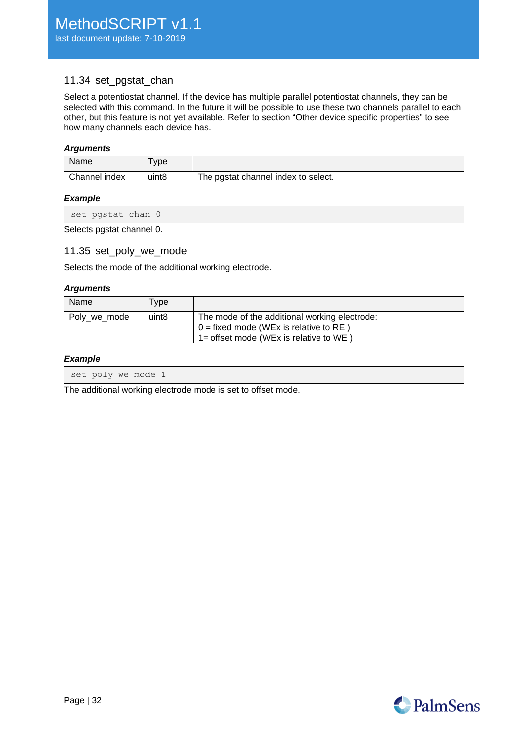## 11.34 set_pgstat_chan

Select a potentiostat channel. If the device has multiple parallel potentiostat channels, they can be selected with this command. In the future it will be possible to use these two channels parallel to each other, but this feature is not yet available. Refer to section "Other device specific properties" to see how many channels each device has.

***Arguments***

| Name | Type | |
|---|---|---|
| Channel index | uint8 | The pgstat channel index to select. |

***Example***

```
set_pgstat_chan 0
```

Selects pgstat channel 0.

## 11.35 set_poly_we_mode

Selects the mode of the additional working electrode.

***Arguments***

| Name | Type | |
|---|---|---|
| Poly_we_mode | uint8 | The mode of the additional working electrode:<br>0 = fixed mode (WEx is relative to RE )<br>1= offset mode (WEx is relative to WE ) |

***Example***

```
set_poly_we_mode 1
```

The additional working electrode mode is set to offset mode.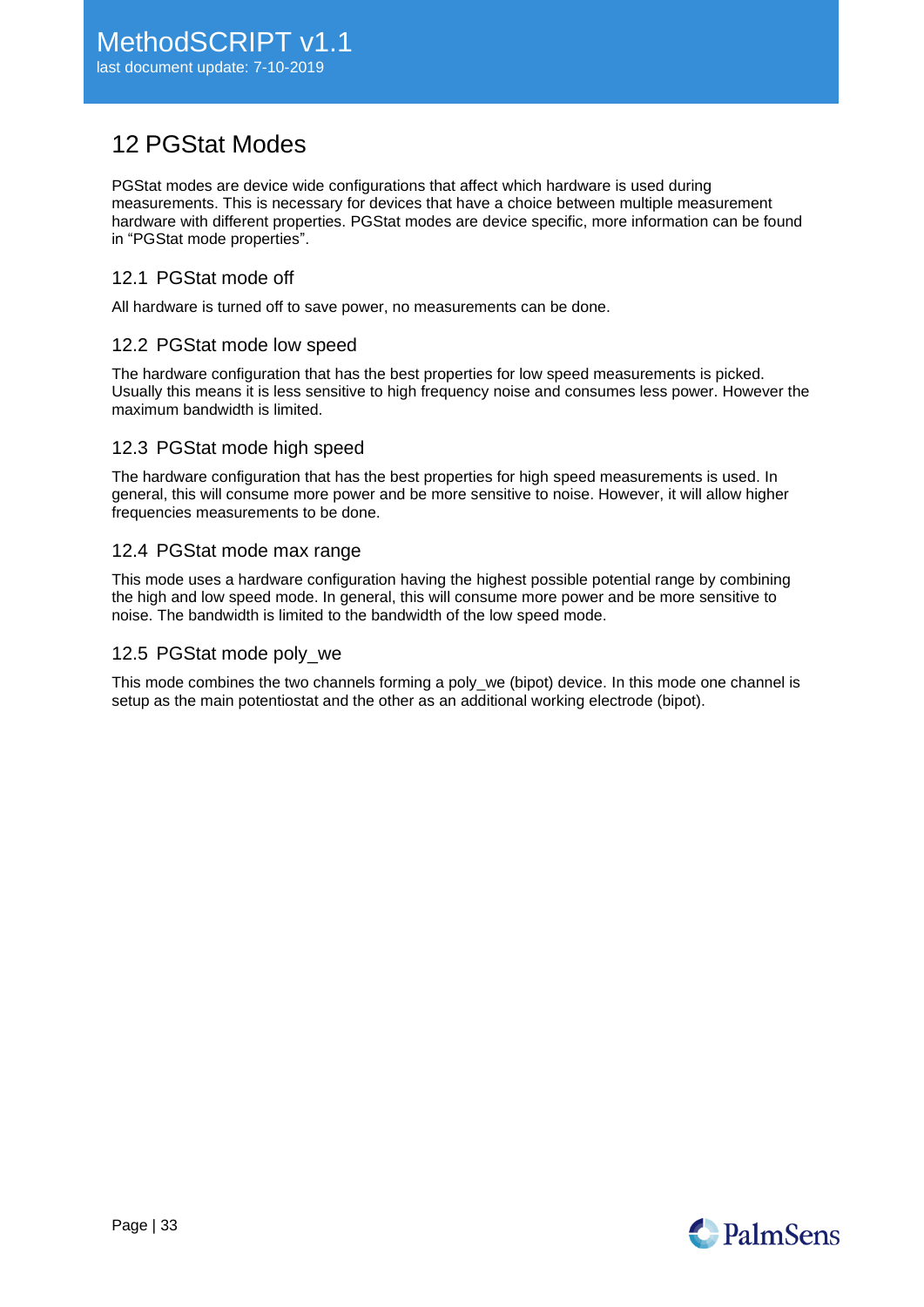# 12 PGStat Modes

PGStat modes are device wide configurations that affect which hardware is used during measurements. This is necessary for devices that have a choice between multiple measurement hardware with different properties. PGStat modes are device specific, more information can be found in “PGStat mode properties”.

## 12.1 PGStat mode off

All hardware is turned off to save power, no measurements can be done.

## 12.2 PGStat mode low speed

The hardware configuration that has the best properties for low speed measurements is picked. Usually this means it is less sensitive to high frequency noise and consumes less power. However the maximum bandwidth is limited.

## 12.3 PGStat mode high speed

The hardware configuration that has the best properties for high speed measurements is used. In general, this will consume more power and be more sensitive to noise. However, it will allow higher frequencies measurements to be done.

## 12.4 PGStat mode max range

This mode uses a hardware configuration having the highest possible potential range by combining the high and low speed mode. In general, this will consume more power and be more sensitive to noise. The bandwidth is limited to the bandwidth of the low speed mode.

## 12.5 PGStat mode poly_we

This mode combines the two channels forming a poly_we (bipot) device. In this mode one channel is setup as the main potentiostat and the other as an additional working electrode (bipot).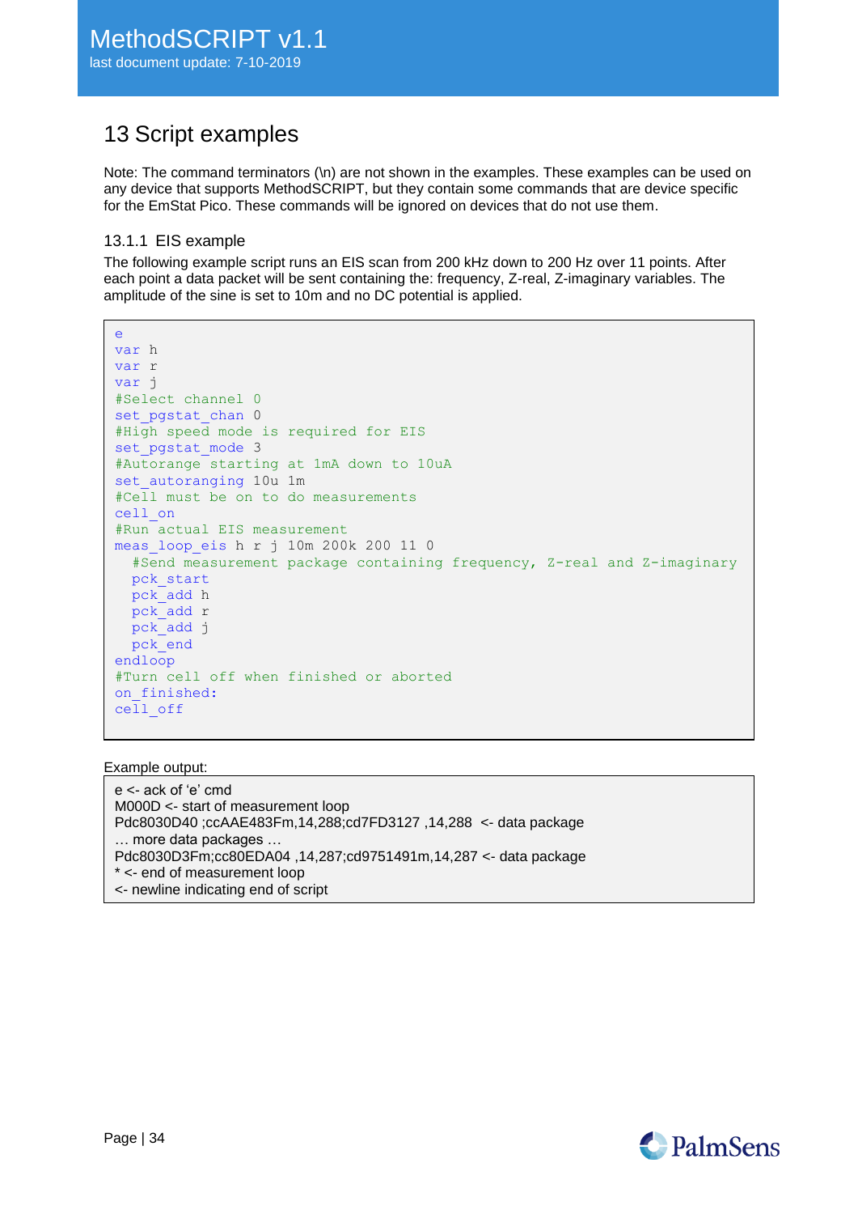# 13 Script examples

Note: The command terminators (\n) are not shown in the examples. These examples can be used on any device that supports MethodSCRIPT, but they contain some commands that are device specific for the EmStat Pico. These commands will be ignored on devices that do not use them.

### 13.1.1 EIS example

The following example script runs an EIS scan from 200 kHz down to 200 Hz over 11 points. After each point a data packet will be sent containing the: frequency, Z-real, Z-imaginary variables. The amplitude of the sine is set to 10m and no DC potential is applied.

```
e
var h
var r
var j
#Select channel 0
set_pgstat_chan 0
#High speed mode is required for EIS
set_pgstat_mode 3
#Autorange starting at 1mA down to 10uA
set_autoranging 10u 1m
#Cell must be on to do measurements
cell_on
#Run actual EIS measurement
meas_loop_eis h r j 10m 200k 200 11 0
  #Send measurement package containing frequency, Z-real and Z-imaginary
  pck_start
  pck_add h
  pck_add r
  pck_add j
  pck_end
endloop
#Turn cell off when finished or aborted
on_finished:
cell_off
```

Example output:

```
e <- ack of 'e' cmd
M000D <- start of measurement loop
Pdc8030D40 ;ccAAE483Fm,14,288;cd7FD3127 ,14,288  <- data package
… more data packages …
Pdc8030D3Fm;cc80EDA04 ,14,287;cd9751491m,14,287 <- data package
* <- end of measurement loop
<- newline indicating end of script
```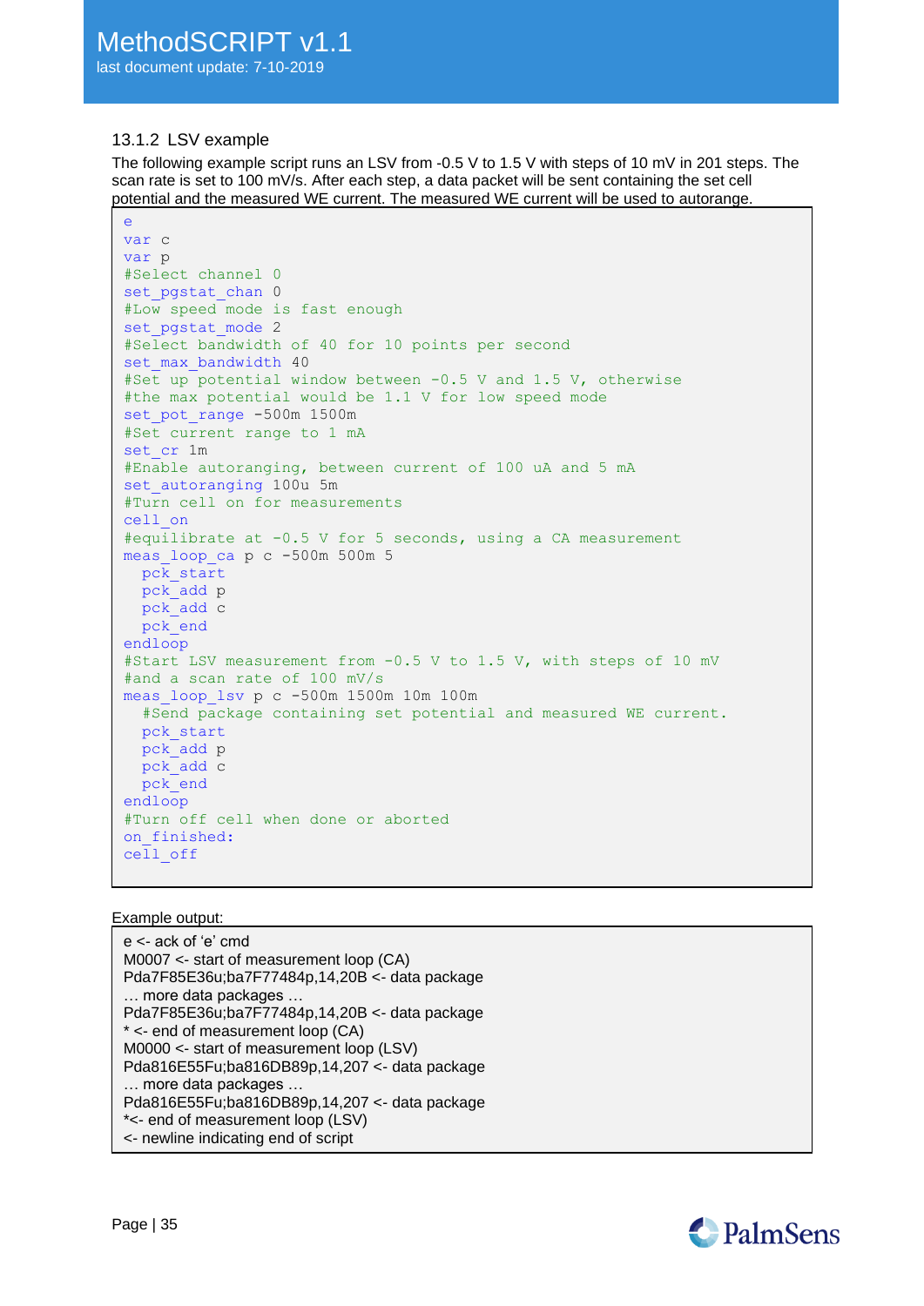### 13.1.2 LSV example

The following example script runs an LSV from -0.5 V to 1.5 V with steps of 10 mV in 201 steps. The scan rate is set to 100 mV/s. After each step, a data packet will be sent containing the set cell potential and the measured WE current. The measured WE current will be used to autorange.

```
e
var c
var p
#Select channel 0
set_pgstat_chan 0
#Low speed mode is fast enough
set_pgstat_mode 2
#Select bandwidth of 40 for 10 points per second
set_max_bandwidth 40
#Set up potential window between -0.5 V and 1.5 V, otherwise
#the max potential would be 1.1 V for low speed mode
set_pot_range -500m 1500m
#Set current range to 1 mA
set_cr 1m
#Enable autoranging, between current of 100 uA and 5 mA
set_autoranging 100u 5m
#Turn cell on for measurements
cell_on
#equilibrate at -0.5 V for 5 seconds, using a CA measurement
meas_loop_ca p c -500m 500m 5
  pck_start
  pck_add p
  pck_add c
  pck_end
endloop
#Start LSV measurement from -0.5 V to 1.5 V, with steps of 10 mV
#and a scan rate of 100 mV/s
meas_loop_lsv p c -500m 1500m 10m 100m
  #Send package containing set potential and measured WE current.
  pck_start
  pck_add p
  pck_add c
  pck_end
endloop
#Turn off cell when done or aborted
on_finished:
cell_off
```

Example output:

```
e <- ack of ‘e’ cmd
M0007 <- start of measurement loop (CA)
Pda7F85E36u;ba7F77484p,14,20B <- data package
… more data packages …
Pda7F85E36u;ba7F77484p,14,20B <- data package
* <- end of measurement loop (CA)
M0000 <- start of measurement loop (LSV)
Pda816E55Fu;ba816DB89p,14,207 <- data package
… more data packages …
Pda816E55Fu;ba816DB89p,14,207 <- data package
*<- end of measurement loop (LSV)
<- newline indicating end of script
```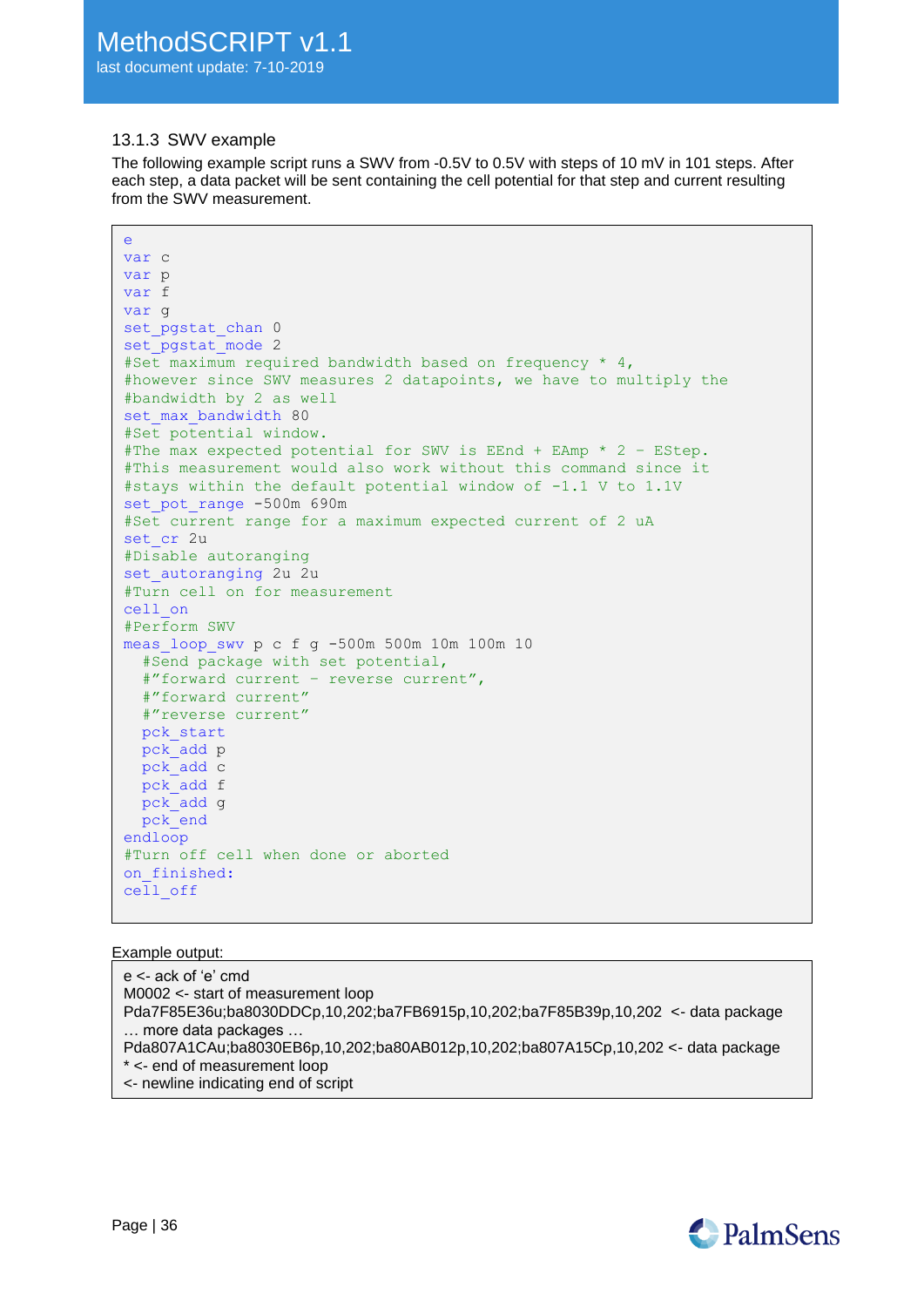### 13.1.3 SWV example

The following example script runs a SWV from -0.5V to 0.5V with steps of 10 mV in 101 steps. After each step, a data packet will be sent containing the cell potential for that step and current resulting from the SWV measurement.

```
e
var c
var p
var f
var g
set_pgstat_chan 0
set_pgstat_mode 2
#Set maximum required bandwidth based on frequency * 4,
#however since SWV measures 2 datapoints, we have to multiply the
#bandwidth by 2 as well
set_max_bandwidth 80
#Set potential window.
#The max expected potential for SWV is EEnd + EAmp * 2 - EStep.
#This measurement would work also without this command since it
#stays within the default potential window of -1.1 V to 1.1V
set_pot_range -500m 690m
#Set current range for a maximum expected current of 2 uA
set_cr 2u
#Disable autoranging
set_autoranging 2u 2u
#Turn cell on for measurement
cell_on
#Perform SWV
meas_loop_swv p c f g -500m 500m 10m 100m 10
  #Send package with set potential,
  #"forward current - reverse current",
  #"forward current"
  #"reverse current"
  pck_start
  pck_add p
  pck_add c
  pck_add f
  pck_add g
  pck_end
endloop
#Turn off cell when done or aborted
on_finished:
cell_off
```

Example output:

```
e <- ack of 'e' cmd
M0002 <- start of measurement loop
Pda7F85E36u;ba8030DDCp,10,202;ba7FB6915p,10,202;ba7F85B39p,10,202  <- data package
… more data packages …
Pda807A1CAu;ba8030EB6p,10,202;ba80AB012p,10,202;ba807A15Cp,10,202 <- data package
* <- end of measurement loop
<- newline indicating end of script
```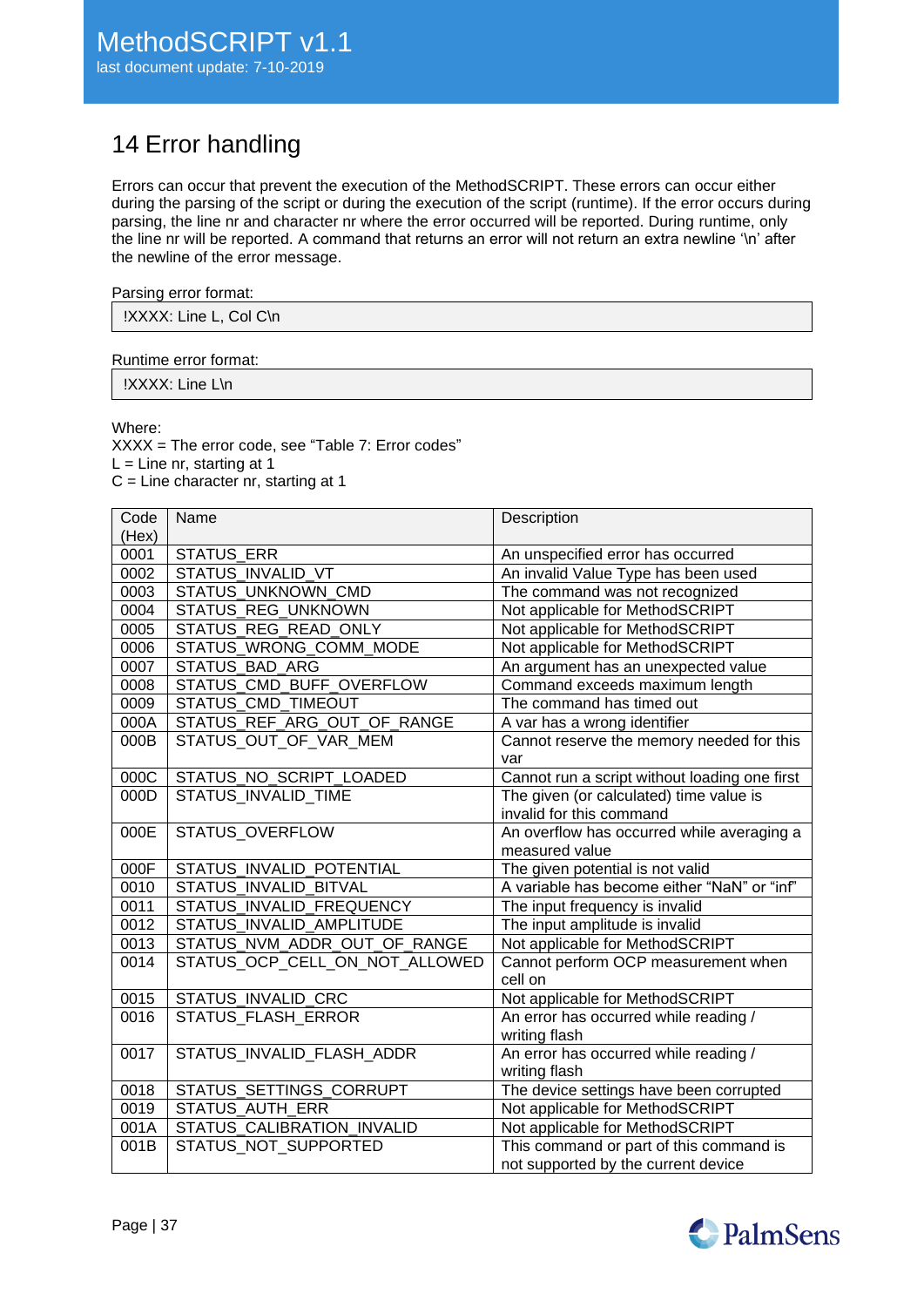# 14 Error handling

Errors can occur that prevent the execution of the MethodSCRIPT. These errors can occur either during the parsing of the script or during the execution of the script (runtime). If the error occurs during parsing, the line nr and character nr where the error occurred will be reported. During runtime, only the line nr will be reported. A command that returns an error will not return an extra newline '\n' after the newline of the error message.

Parsing error format:

```
!XXXX: Line L, Col C\n
```

Runtime error format:

```
!XXXX: Line L\n
```

Where:
XXXX = The error code, see "Table 7: Error codes"
L = Line nr, starting at 1
C = Line character nr, starting at 1

| Code (Hex) | Name | Description |
|---|---|---|
| 0001 | STATUS_ERR | An unspecified error has occurred |
| 0002 | STATUS_INVALID_VT | An invalid Value Type has been used |
| 0003 | STATUS_UNKNOWN_CMD | The command was not recognized |
| 0004 | STATUS_REG_UNKNOWN | Not applicable for MethodSCRIPT |
| 0005 | STATUS_REG_READ_ONLY | Not applicable for MethodSCRIPT |
| 0006 | STATUS_WRONG_COMM_MODE | Not applicable for MethodSCRIPT |
| 0007 | STATUS_BAD_ARG | An argument has an unexpected value |
| 0008 | STATUS_CMD_BUFF_OVERFLOW | Command exceeds maximum length |
| 0009 | STATUS_CMD_TIMEOUT | The command has timed out |
| 000A | STATUS_REF_ARG_OUT_OF_RANGE | A var has a wrong identifier |
| 000B | STATUS_OUT_OF_VAR_MEM | Cannot reserve the memory needed for this var |
| 000C | STATUS_NO_SCRIPT_LOADED | Cannot run a script without loading one first |
| 000D | STATUS_INVALID_TIME | The given (or calculated) time value is invalid for this command |
| 000E | STATUS_OVERFLOW | An overflow has occurred while averaging a measured value |
| 000F | STATUS_INVALID_POTENTIAL | The given potential is not valid |
| 0010 | STATUS_INVALID_BITVAL | A variable has become either "NaN" or "inf" |
| 0011 | STATUS_INVALID_FREQUENCY | The input frequency is invalid |
| 0012 | STATUS_INVALID_AMPLITUDE | The input amplitude is invalid |
| 0013 | STATUS_NVM_ADDR_OUT_OF_RANGE | Not applicable for MethodSCRIPT |
| 0014 | STATUS_OCP_CELL_ON_NOT_ALLOWED | Cannot perform OCP measurement when cell on |
| 0015 | STATUS_INVALID_CRC | Not applicable for MethodSCRIPT |
| 0016 | STATUS_FLASH_ERROR | An error has occurred while reading / writing flash |
| 0017 | STATUS_INVALID_FLASH_ADDR | An error has occurred while reading / writing flash |
| 0018 | STATUS_SETTINGS_CORRUPT | The device settings have been corrupted |
| 0019 | STATUS_AUTH_ERR | Not applicable for MethodSCRIPT |
| 001A | STATUS_CALIBRATION_INVALID | Not applicable for MethodSCRIPT |
| 001B | STATUS_NOT_SUPPORTED | This command or part of this command is not supported by the current device |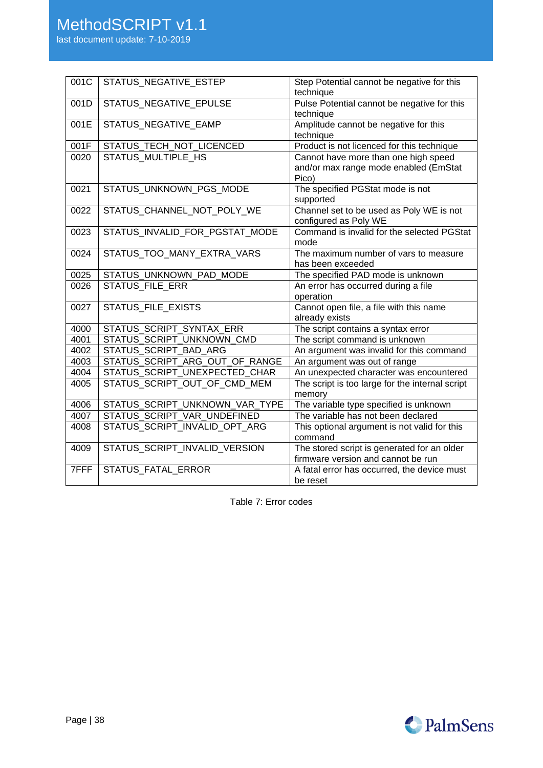| | | |
|---|---|---|
| 001C | STATUS_NEGATIVE_ESTEP | Step Potential cannot be negative for this technique |
| 001D | STATUS_NEGATIVE_EPULSE | Pulse Potential cannot be negative for this technique |
| 001E | STATUS_NEGATIVE_EAMP | Amplitude cannot be negative for this technique |
| 001F | STATUS_TECH_NOT_LICENCED | Product is not licenced for this technique |
| 0020 | STATUS_MULTIPLE_HS | Cannot have more than one high speed and/or max range mode enabled (EmStat Pico) |
| 0021 | STATUS_UNKNOWN_PGS_MODE | The specified PGStat mode is not supported |
| 0022 | STATUS_CHANNEL_NOT_POLY_WE | Channel set to be used as Poly WE is not configured as Poly WE |
| 0023 | STATUS_INVALID_FOR_PGSTAT_MODE | Command is invalid for the selected PGStat mode |
| 0024 | STATUS_TOO_MANY_EXTRA_VARS | The maximum number of vars to measure has been exceeded |
| 0025 | STATUS_UNKNOWN_PAD_MODE | The specified PAD mode is unknown |
| 0026 | STATUS_FILE_ERR | An error has occurred during a file operation |
| 0027 | STATUS_FILE_EXISTS | Cannot open file, a file with this name already exists |
| 4000 | STATUS_SCRIPT_SYNTAX_ERR | The script contains a syntax error |
| 4001 | STATUS_SCRIPT_UNKNOWN_CMD | The script command is unknown |
| 4002 | STATUS_SCRIPT_BAD_ARG | An argument was invalid for this command |
| 4003 | STATUS_SCRIPT_ARG_OUT_OF_RANGE | An argument was out of range |
| 4004 | STATUS_SCRIPT_UNEXPECTED_CHAR | An unexpected character was encountered |
| 4005 | STATUS_SCRIPT_OUT_OF_CMD_MEM | The script is too large for the internal script memory |
| 4006 | STATUS_SCRIPT_UNKNOWN_VAR_TYPE | The variable type specified is unknown |
| 4007 | STATUS_SCRIPT_VAR_UNDEFINED | The variable has not been declared |
| 4008 | STATUS_SCRIPT_INVALID_OPT_ARG | This optional argument is not valid for this command |
| 4009 | STATUS_SCRIPT_INVALID_VERSION | The stored script is generated for an older firmware version and cannot be run |
| 7FFF | STATUS_FATAL_ERROR | A fatal error has occurred, the device must be reset |

Table 7: Error codes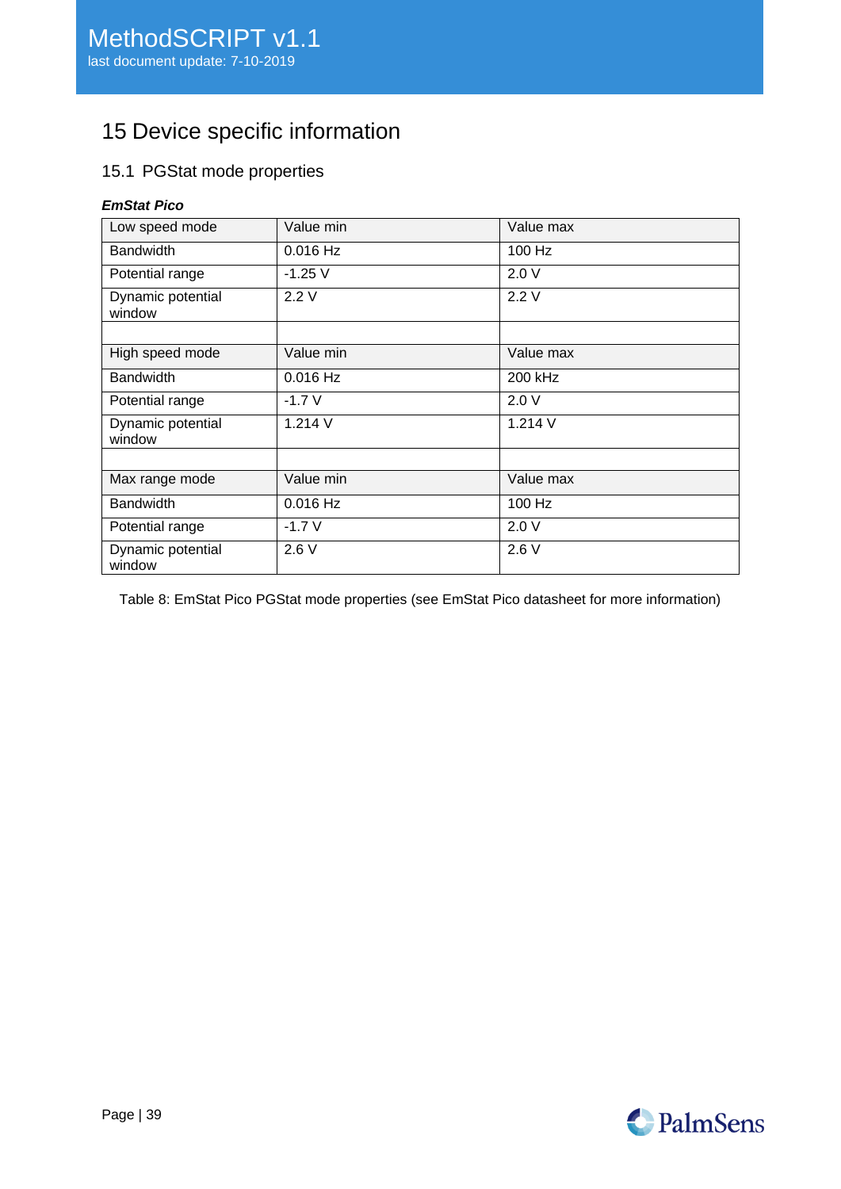# 15 Device specific information

## 15.1 PGStat mode properties

***EmStat Pico***

| Low speed mode | Value min | Value max |
|---|---|---|
| Bandwidth | 0.016 Hz | 100 Hz |
| Potential range | -1.25 V | 2.0 V |
| Dynamic potential window | 2.2 V | 2.2 V |
| | | |
| High speed mode | Value min | Value max |
| Bandwidth | 0.016 Hz | 200 kHz |
| Potential range | -1.7 V | 2.0 V |
| Dynamic potential window | 1.214 V | 1.214 V |
| | | |
| Max range mode | Value min | Value max |
| Bandwidth | 0.016 Hz | 100 Hz |
| Potential range | -1.7 V | 2.0 V |
| Dynamic potential window | 2.6 V | 2.6 V |

Table 8: EmStat Pico PGStat mode properties (see EmStat Pico datasheet for more information)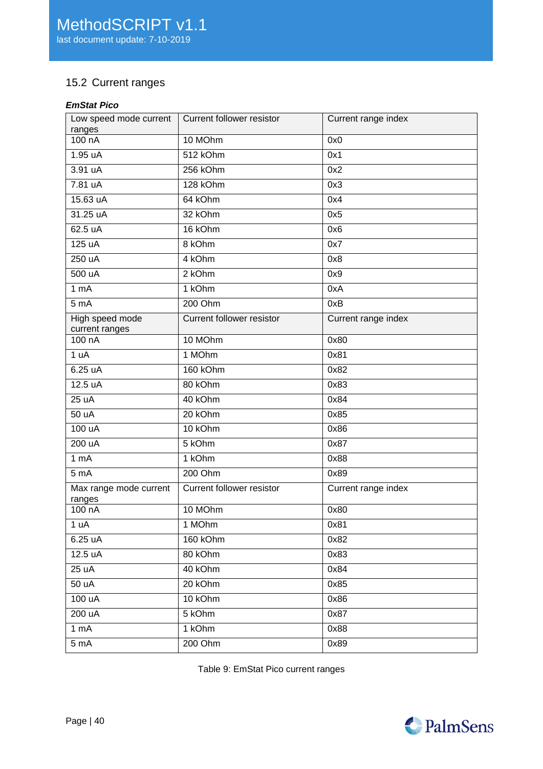## 15.2 Current ranges

***EmStat Pico***

| Low speed mode current ranges | Current follower resistor | Current range index |
|---|---|---|
| 100 nA | 10 MOhm | 0x0 |
| 1.95 uA | 512 kOhm | 0x1 |
| 3.91 uA | 256 kOhm | 0x2 |
| 7.81 uA | 128 kOhm | 0x3 |
| 15.63 uA | 64 kOhm | 0x4 |
| 31.25 uA | 32 kOhm | 0x5 |
| 62.5 uA | 16 kOhm | 0x6 |
| 125 uA | 8 kOhm | 0x7 |
| 250 uA | 4 kOhm | 0x8 |
| 500 uA | 2 kOhm | 0x9 |
| 1 mA | 1 kOhm | 0xA |
| 5 mA | 200 Ohm | 0xB |
| High speed mode current ranges | Current follower resistor | Current range index |
| 100 nA | 10 MOhm | 0x80 |
| 1 uA | 1 MOhm | 0x81 |
| 6.25 uA | 160 kOhm | 0x82 |
| 12.5 uA | 80 kOhm | 0x83 |
| 25 uA | 40 kOhm | 0x84 |
| 50 uA | 20 kOhm | 0x85 |
| 100 uA | 10 kOhm | 0x86 |
| 200 uA | 5 kOhm | 0x87 |
| 1 mA | 1 kOhm | 0x88 |
| 5 mA | 200 Ohm | 0x89 |
| Max range mode current ranges | Current follower resistor | Current range index |
| 100 nA | 10 MOhm | 0x80 |
| 1 uA | 1 MOhm | 0x81 |
| 6.25 uA | 160 kOhm | 0x82 |
| 12.5 uA | 80 kOhm | 0x83 |
| 25 uA | 40 kOhm | 0x84 |
| 50 uA | 20 kOhm | 0x85 |
| 100 uA | 10 kOhm | 0x86 |
| 200 uA | 5 kOhm | 0x87 |
| 1 mA | 1 kOhm | 0x88 |
| 5 mA | 200 Ohm | 0x89 |

Table 9: EmStat Pico current ranges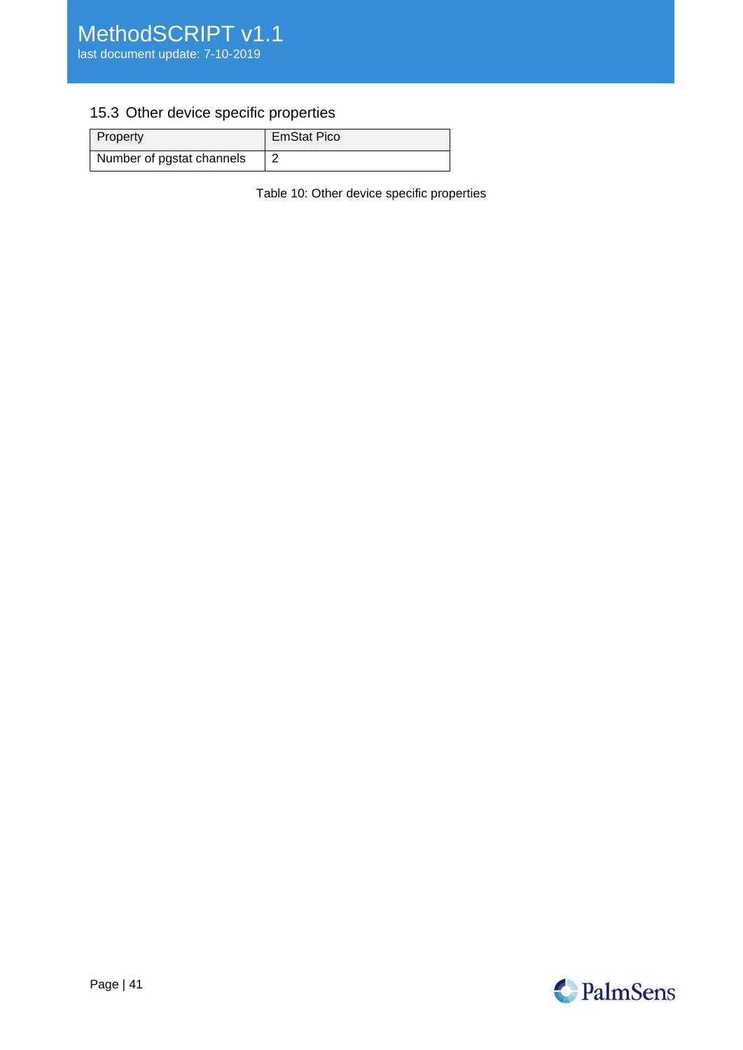## 15.3 Other device specific properties

| Property | EmStat Pico |
| --- | --- |
| Number of pgstat channels | 2 |

Table 10: Other device specific properties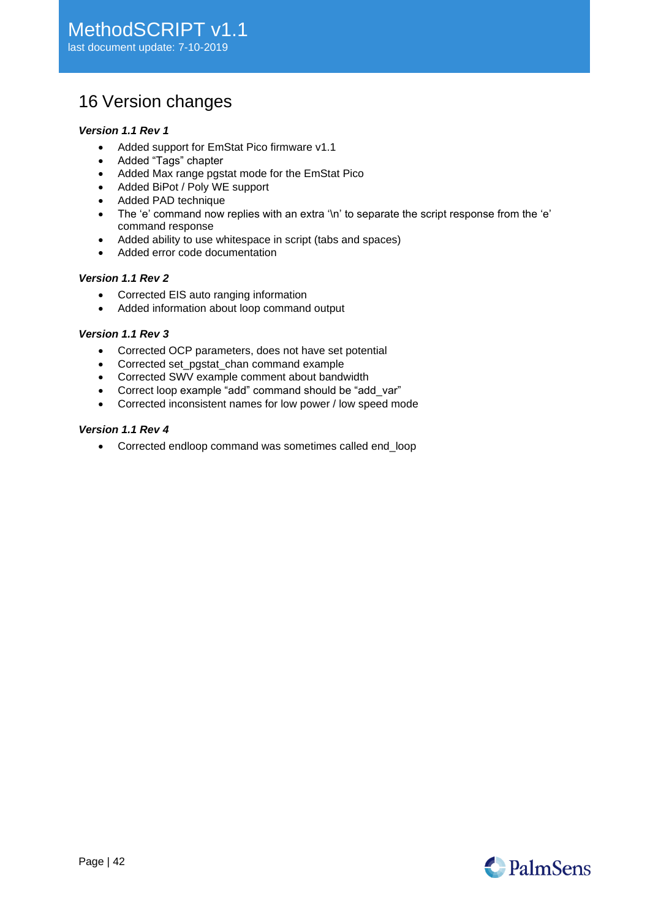# 16 Version changes

***Version 1.1 Rev 1***

- Added support for EmStat Pico firmware v1.1
- Added “Tags” chapter
- Added Max range pgstat mode for the EmStat Pico
- Added BiPot / Poly WE support
- Added PAD technique
- The ‘e’ command now replies with an extra ‘\n’ to separate the script response from the ‘e’ command response
- Added ability to use whitespace in script (tabs and spaces)
- Added error code documentation

***Version 1.1 Rev 2***

- Corrected EIS auto ranging information
- Added information about loop command output

***Version 1.1 Rev 3***

- Corrected OCP parameters, does not have set potential
- Corrected set_pgstat_chan command example
- Corrected SWV example comment about bandwidth
- Correct loop example “add” command should be “add_var”
- Corrected inconsistent names for low power / low speed mode

***Version 1.1 Rev 4***

- Corrected endloop command was sometimes called end_loop